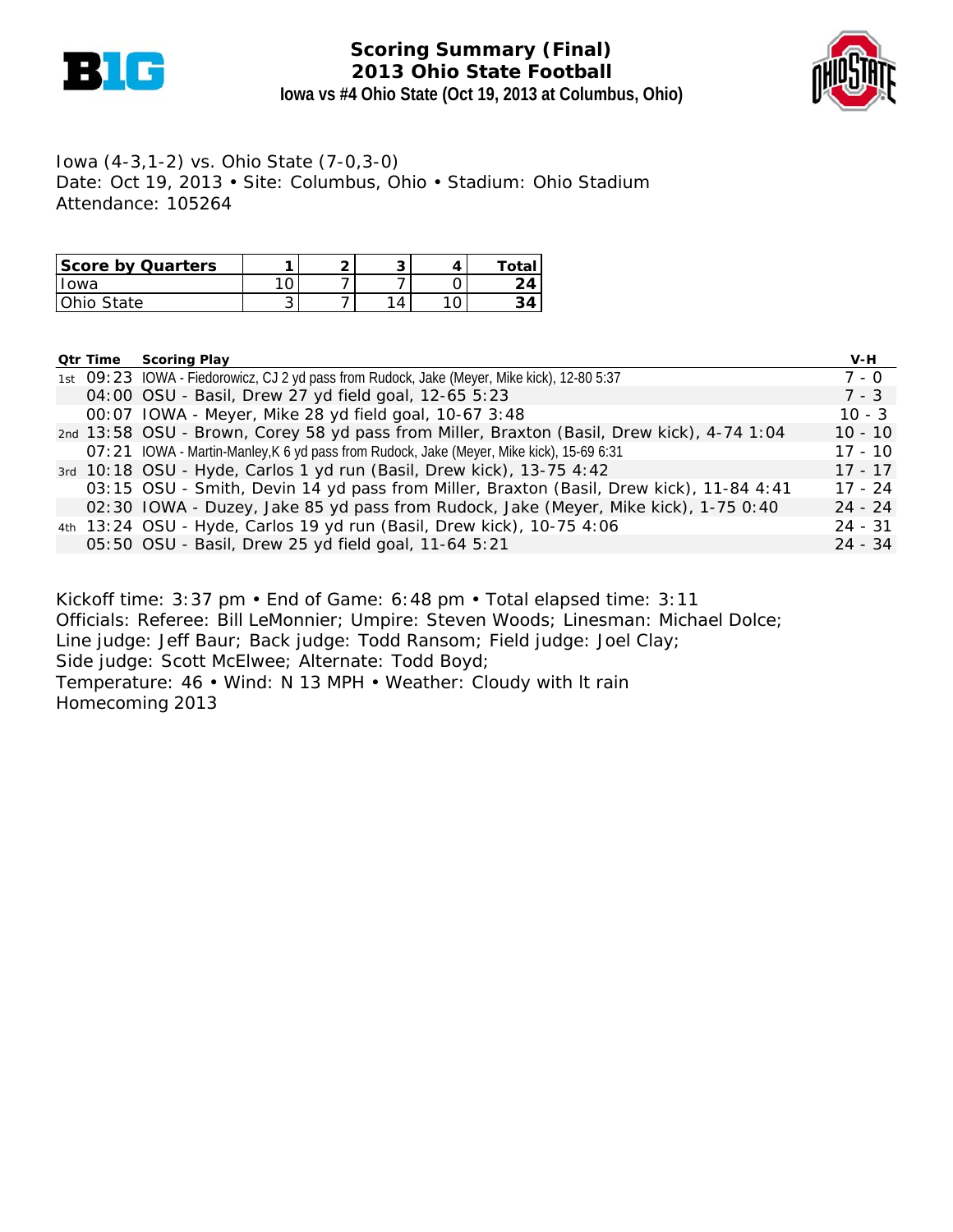# Scoring Summary (Final)
## 2013 Ohio State Football
### Iowa vs #4 Ohio State (Oct 19, 2013 at Columbus, Ohio)

Iowa (4-3,1-2) vs. Ohio State (7-0,3-0)
Date: Oct 19, 2013 • Site: Columbus, Ohio • Stadium: Ohio Stadium
Attendance: 105264

| Score by Quarters | 1 | 2 | 3 | 4 | Total |
|---|---|---|---|---|---|
| Iowa | 10 | 7 | 7 | 0 | **24** |
| Ohio State | 3 | 7 | 14 | 10 | **34** |

| Qtr | Time | Scoring Play | V-H |
|---|---|---|---|
| 1st | 09:23 | IOWA - Fiedorowicz, CJ 2 yd pass from Rudock, Jake (Meyer, Mike kick), 12-80 5:37 | 7 - 0 |
| | 04:00 | OSU - Basil, Drew 27 yd field goal, 12-65 5:23 | 7 - 3 |
| | 00:07 | IOWA - Meyer, Mike 28 yd field goal, 10-67 3:48 | 10 - 3 |
| 2nd | 13:58 | OSU - Brown, Corey 58 yd pass from Miller, Braxton (Basil, Drew kick), 4-74 1:04 | 10 - 10 |
| | 07:21 | IOWA - Martin-Manley,K 6 yd pass from Rudock, Jake (Meyer, Mike kick), 15-69 6:31 | 17 - 10 |
| 3rd | 10:18 | OSU - Hyde, Carlos 1 yd run (Basil, Drew kick), 13-75 4:42 | 17 - 17 |
| | 03:15 | OSU - Smith, Devin 14 yd pass from Miller, Braxton (Basil, Drew kick), 11-84 4:41 | 17 - 24 |
| | 02:30 | IOWA - Duzey, Jake 85 yd pass from Rudock, Jake (Meyer, Mike kick), 1-75 0:40 | 24 - 24 |
| 4th | 13:24 | OSU - Hyde, Carlos 19 yd run (Basil, Drew kick), 10-75 4:06 | 24 - 31 |
| | 05:50 | OSU - Basil, Drew 25 yd field goal, 11-64 5:21 | 24 - 34 |

Kickoff time: 3:37 pm • End of Game: 6:48 pm • Total elapsed time: 3:11
Officials: Referee: Bill LeMonnier; Umpire: Steven Woods; Linesman: Michael Dolce;
Line judge: Jeff Baur; Back judge: Todd Ransom; Field judge: Joel Clay;
Side judge: Scott McElwee; Alternate: Todd Boyd;
Temperature: 46 • Wind: N 13 MPH • Weather: Cloudy with lt rain
Homecoming 2013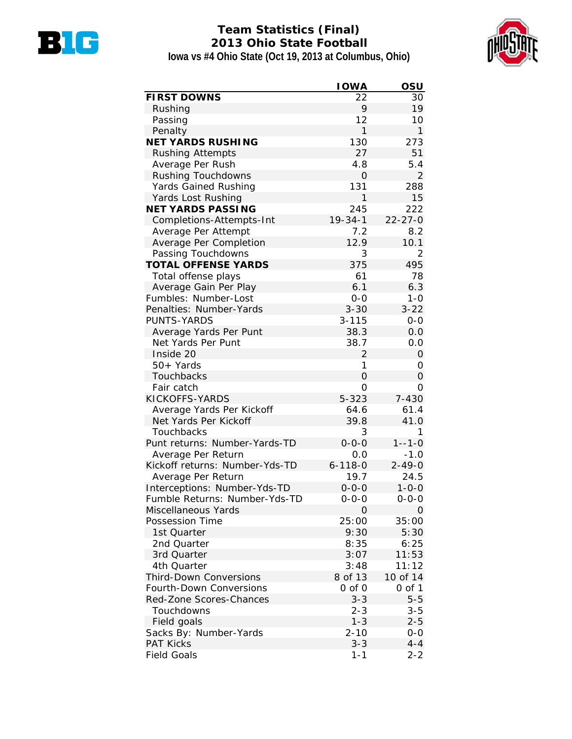# Team Statistics (Final)
## 2013 Ohio State Football
### Iowa vs #4 Ohio State (Oct 19, 2013 at Columbus, Ohio)

| | IOWA | OSU |
|---|---|---|
| **FIRST DOWNS** | 22 | 30 |
| Rushing | 9 | 19 |
| Passing | 12 | 10 |
| Penalty | 1 | 1 |
| **NET YARDS RUSHING** | 130 | 273 |
| Rushing Attempts | 27 | 51 |
| Average Per Rush | 4.8 | 5.4 |
| Rushing Touchdowns | 0 | 2 |
| Yards Gained Rushing | 131 | 288 |
| Yards Lost Rushing | 1 | 15 |
| **NET YARDS PASSING** | 245 | 222 |
| Completions-Attempts-Int | 19-34-1 | 22-27-0 |
| Average Per Attempt | 7.2 | 8.2 |
| Average Per Completion | 12.9 | 10.1 |
| Passing Touchdowns | 3 | 2 |
| **TOTAL OFFENSE YARDS** | 375 | 495 |
| Total offense plays | 61 | 78 |
| Average Gain Per Play | 6.1 | 6.3 |
| Fumbles: Number-Lost | 0-0 | 1-0 |
| Penalties: Number-Yards | 3-30 | 3-22 |
| PUNTS-YARDS | 3-115 | 0-0 |
| Average Yards Per Punt | 38.3 | 0.0 |
| Net Yards Per Punt | 38.7 | 0.0 |
| Inside 20 | 2 | 0 |
| 50+ Yards | 1 | 0 |
| Touchbacks | 0 | 0 |
| Fair catch | 0 | 0 |
| KICKOFFS-YARDS | 5-323 | 7-430 |
| Average Yards Per Kickoff | 64.6 | 61.4 |
| Net Yards Per Kickoff | 39.8 | 41.0 |
| Touchbacks | 3 | 1 |
| Punt returns: Number-Yards-TD | 0-0-0 | 1--1-0 |
| Average Per Return | 0.0 | -1.0 |
| Kickoff returns: Number-Yds-TD | 6-118-0 | 2-49-0 |
| Average Per Return | 19.7 | 24.5 |
| Interceptions: Number-Yds-TD | 0-0-0 | 1-0-0 |
| Fumble Returns: Number-Yds-TD | 0-0-0 | 0-0-0 |
| Miscellaneous Yards | 0 | 0 |
| Possession Time | 25:00 | 35:00 |
| 1st Quarter | 9:30 | 5:30 |
| 2nd Quarter | 8:35 | 6:25 |
| 3rd Quarter | 3:07 | 11:53 |
| 4th Quarter | 3:48 | 11:12 |
| Third-Down Conversions | 8 of 13 | 10 of 14 |
| Fourth-Down Conversions | 0 of 0 | 0 of 1 |
| Red-Zone Scores-Chances | 3-3 | 5-5 |
| Touchdowns | 2-3 | 3-5 |
| Field goals | 1-3 | 2-5 |
| Sacks By: Number-Yards | 2-10 | 0-0 |
| PAT Kicks | 3-3 | 4-4 |
| Field Goals | 1-1 | 2-2 |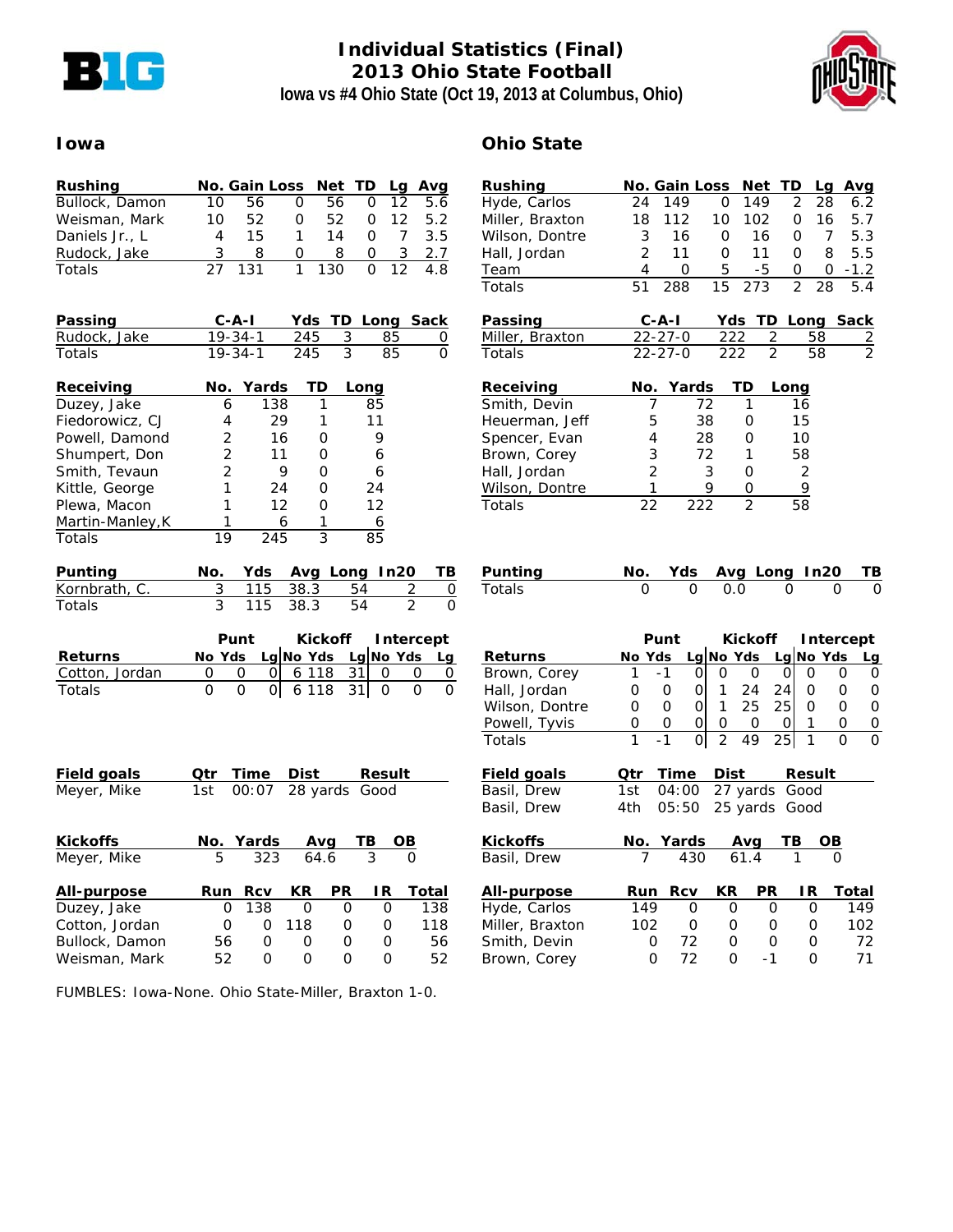# Individual Statistics (Final)
## 2013 Ohio State Football
### Iowa vs #4 Ohio State (Oct 19, 2013 at Columbus, Ohio)

## Iowa

| Rushing | No. | Gain | Loss | Net | TD | Lg | Avg |
|---|---|---|---|---|---|---|---|
| Bullock, Damon | 10 | 56 | 0 | 56 | 0 | 12 | 5.6 |
| Weisman, Mark | 10 | 52 | 0 | 52 | 0 | 12 | 5.2 |
| Daniels Jr., L | 4 | 15 | 1 | 14 | 0 | 7 | 3.5 |
| Rudock, Jake | 3 | 8 | 0 | 8 | 0 | 3 | 2.7 |
| Totals | 27 | 131 | 1 | 130 | 0 | 12 | 4.8 |

| Passing | C-A-I | Yds | TD | Long | Sack |
|---|---|---|---|---|---|
| Rudock, Jake | 19-34-1 | 245 | 3 | 85 | 0 |
| Totals | 19-34-1 | 245 | 3 | 85 | 0 |

| Receiving | No. | Yards | TD | Long |
|---|---|---|---|---|
| Duzey, Jake | 6 | 138 | 1 | 85 |
| Fiedorowicz, CJ | 4 | 29 | 1 | 11 |
| Powell, Damond | 2 | 16 | 0 | 9 |
| Shumpert, Don | 2 | 11 | 0 | 6 |
| Smith, Tevaun | 2 | 9 | 0 | 6 |
| Kittle, George | 1 | 24 | 0 | 24 |
| Plewa, Macon | 1 | 12 | 0 | 12 |
| Martin-Manley,K | 1 | 6 | 1 | 6 |
| Totals | 19 | 245 | 3 | 85 |

| Punting | No. | Yds | Avg | Long | In20 | TB |
|---|---|---|---|---|---|---|
| Kornbrath, C. | 3 | 115 | 38.3 | 54 | 2 | 0 |
| Totals | 3 | 115 | 38.3 | 54 | 2 | 0 |

| | Punt | | | Kickoff | | | Intercept | | |
|---|---|---|---|---|---|---|---|---|---|
| Returns | No | Yds | Lg | No | Yds | Lg | No | Yds | Lg |
| Cotton, Jordan | 0 | 0 | 0 | 6 | 118 | 31 | 0 | 0 | 0 |
| Totals | 0 | 0 | 0 | 6 | 118 | 31 | 0 | 0 | 0 |

| Field goals | Qtr | Time | Dist | Result |
|---|---|---|---|---|
| Meyer, Mike | 1st | 00:07 | 28 yards | Good |

| Kickoffs | No. | Yards | Avg | TB | OB |
|---|---|---|---|---|---|
| Meyer, Mike | 5 | 323 | 64.6 | 3 | 0 |

| All-purpose | Run | Rcv | KR | PR | IR | Total |
|---|---|---|---|---|---|---|
| Duzey, Jake | 0 | 138 | 0 | 0 | 0 | 138 |
| Cotton, Jordan | 0 | 0 | 118 | 0 | 0 | 118 |
| Bullock, Damon | 56 | 0 | 0 | 0 | 0 | 56 |
| Weisman, Mark | 52 | 0 | 0 | 0 | 0 | 52 |

## Ohio State

| Rushing | No. | Gain | Loss | Net | TD | Lg | Avg |
|---|---|---|---|---|---|---|---|
| Hyde, Carlos | 24 | 149 | 0 | 149 | 2 | 28 | 6.2 |
| Miller, Braxton | 18 | 112 | 10 | 102 | 0 | 16 | 5.7 |
| Wilson, Dontre | 3 | 16 | 0 | 16 | 0 | 7 | 5.3 |
| Hall, Jordan | 2 | 11 | 0 | 11 | 0 | 8 | 5.5 |
| Team | 4 | 0 | 5 | -5 | 0 | 0 | -1.2 |
| Totals | 51 | 288 | 15 | 273 | 2 | 28 | 5.4 |

| Passing | C-A-I | Yds | TD | Long | Sack |
|---|---|---|---|---|---|
| Miller, Braxton | 22-27-0 | 222 | 2 | 58 | 2 |
| Totals | 22-27-0 | 222 | 2 | 58 | 2 |

| Receiving | No. | Yards | TD | Long |
|---|---|---|---|---|
| Smith, Devin | 7 | 72 | 1 | 16 |
| Heuerman, Jeff | 5 | 38 | 0 | 15 |
| Spencer, Evan | 4 | 28 | 0 | 10 |
| Brown, Corey | 3 | 72 | 1 | 58 |
| Hall, Jordan | 2 | 3 | 0 | 2 |
| Wilson, Dontre | 1 | 9 | 0 | 9 |
| Totals | 22 | 222 | 2 | 58 |

| Punting | No. | Yds | Avg | Long | In20 | TB |
|---|---|---|---|---|---|---|
| Totals | 0 | 0 | 0.0 | 0 | 0 | 0 |

| | Punt | | | Kickoff | | | Intercept | | |
|---|---|---|---|---|---|---|---|---|---|
| Returns | No | Yds | Lg | No | Yds | Lg | No | Yds | Lg |
| Brown, Corey | 1 | -1 | 0 | 0 | 0 | 0 | 0 | 0 | 0 |
| Hall, Jordan | 0 | 0 | 0 | 1 | 24 | 24 | 0 | 0 | 0 |
| Wilson, Dontre | 0 | 0 | 0 | 1 | 25 | 25 | 0 | 0 | 0 |
| Powell, Tyvis | 0 | 0 | 0 | 0 | 0 | 0 | 1 | 0 | 0 |
| Totals | 1 | -1 | 0 | 2 | 49 | 25 | 1 | 0 | 0 |

| Field goals | Qtr | Time | Dist | Result |
|---|---|---|---|---|
| Basil, Drew | 1st | 04:00 | 27 yards | Good |
| Basil, Drew | 4th | 05:50 | 25 yards | Good |

| Kickoffs | No. | Yards | Avg | TB | OB |
|---|---|---|---|---|---|
| Basil, Drew | 7 | 430 | 61.4 | 1 | 0 |

| All-purpose | Run | Rcv | KR | PR | IR | Total |
|---|---|---|---|---|---|---|
| Hyde, Carlos | 149 | 0 | 0 | 0 | 0 | 149 |
| Miller, Braxton | 102 | 0 | 0 | 0 | 0 | 102 |
| Smith, Devin | 0 | 72 | 0 | 0 | 0 | 72 |
| Brown, Corey | 0 | 72 | 0 | -1 | 0 | 71 |

FUMBLES: Iowa-None. Ohio State-Miller, Braxton 1-0.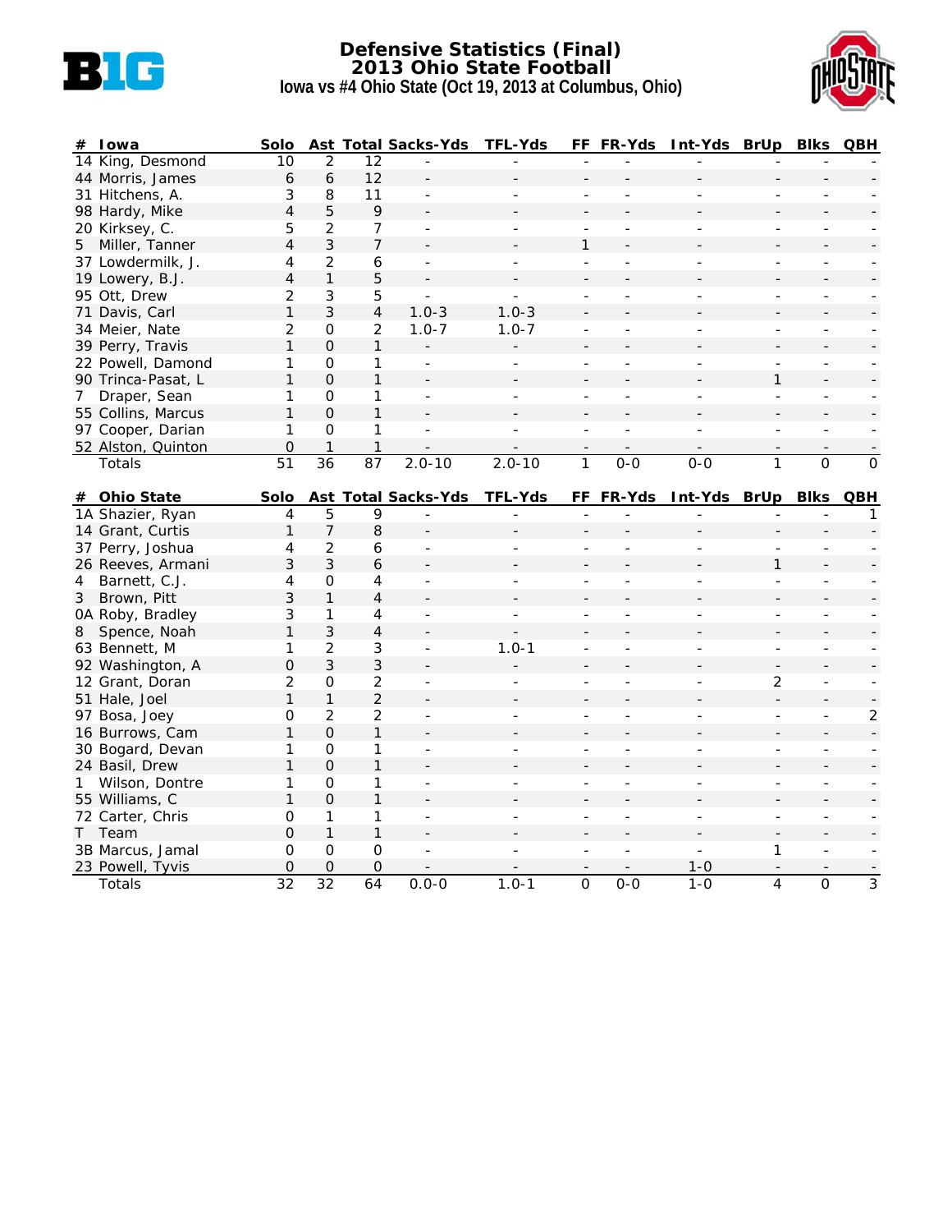# Defensive Statistics (Final)
## 2013 Ohio State Football
### Iowa vs #4 Ohio State (Oct 19, 2013 at Columbus, Ohio)

| # | Iowa | Solo | Ast | Total | Sacks-Yds | TFL-Yds | FF | FR-Yds | Int-Yds | BrUp | Blks | QBH |
|---|---|---|---|---|---|---|---|---|---|---|---|---|
| 14 | King, Desmond | 10 | 2 | 12 | - | - | - | - | - | - | - | - |
| 44 | Morris, James | 6 | 6 | 12 | - | - | - | - | - | - | - | - |
| 31 | Hitchens, A. | 3 | 8 | 11 | - | - | - | - | - | - | - | - |
| 98 | Hardy, Mike | 4 | 5 | 9 | - | - | - | - | - | - | - | - |
| 20 | Kirksey, C. | 5 | 2 | 7 | - | - | - | - | - | - | - | - |
| 5 | Miller, Tanner | 4 | 3 | 7 | - | - | 1 | - | - | - | - | - |
| 37 | Lowdermilk, J. | 4 | 2 | 6 | - | - | - | - | - | - | - | - |
| 19 | Lowery, B.J. | 4 | 1 | 5 | - | - | - | - | - | - | - | - |
| 95 | Ott, Drew | 2 | 3 | 5 | - | - | - | - | - | - | - | - |
| 71 | Davis, Carl | 1 | 3 | 4 | 1.0-3 | 1.0-3 | - | - | - | - | - | - |
| 34 | Meier, Nate | 2 | 0 | 2 | 1.0-7 | 1.0-7 | - | - | - | - | - | - |
| 39 | Perry, Travis | 1 | 0 | 1 | - | - | - | - | - | - | - | - |
| 22 | Powell, Damond | 1 | 0 | 1 | - | - | - | - | - | - | - | - |
| 90 | Trinca-Pasat, L | 1 | 0 | 1 | - | - | - | - | - | 1 | - | - |
| 7 | Draper, Sean | 1 | 0 | 1 | - | - | - | - | - | - | - | - |
| 55 | Collins, Marcus | 1 | 0 | 1 | - | - | - | - | - | - | - | - |
| 97 | Cooper, Darian | 1 | 0 | 1 | - | - | - | - | - | - | - | - |
| 52 | Alston, Quinton | 0 | 1 | 1 | - | - | - | - | - | - | - | - |
| | Totals | 51 | 36 | 87 | 2.0-10 | 2.0-10 | 1 | 0-0 | 0-0 | 1 | 0 | 0 |

| # | Ohio State | Solo | Ast | Total | Sacks-Yds | TFL-Yds | FF | FR-Yds | Int-Yds | BrUp | Blks | QBH |
|---|---|---|---|---|---|---|---|---|---|---|---|---|
| 1A | Shazier, Ryan | 4 | 5 | 9 | - | - | - | - | - | - | - | 1 |
| 14 | Grant, Curtis | 1 | 7 | 8 | - | - | - | - | - | - | - | - |
| 37 | Perry, Joshua | 4 | 2 | 6 | - | - | - | - | - | - | - | - |
| 26 | Reeves, Armani | 3 | 3 | 6 | - | - | - | - | - | 1 | - | - |
| 4 | Barnett, C.J. | 4 | 0 | 4 | - | - | - | - | - | - | - | - |
| 3 | Brown, Pitt | 3 | 1 | 4 | - | - | - | - | - | - | - | - |
| 0A | Roby, Bradley | 3 | 1 | 4 | - | - | - | - | - | - | - | - |
| 8 | Spence, Noah | 1 | 3 | 4 | - | - | - | - | - | - | - | - |
| 63 | Bennett, M | 1 | 2 | 3 | - | 1.0-1 | - | - | - | - | - | - |
| 92 | Washington, A | 0 | 3 | 3 | - | - | - | - | - | - | - | - |
| 12 | Grant, Doran | 2 | 0 | 2 | - | - | - | - | - | 2 | - | - |
| 51 | Hale, Joel | 1 | 1 | 2 | - | - | - | - | - | - | - | - |
| 97 | Bosa, Joey | 0 | 2 | 2 | - | - | - | - | - | - | - | 2 |
| 16 | Burrows, Cam | 1 | 0 | 1 | - | - | - | - | - | - | - | - |
| 30 | Bogard, Devan | 1 | 0 | 1 | - | - | - | - | - | - | - | - |
| 24 | Basil, Drew | 1 | 0 | 1 | - | - | - | - | - | - | - | - |
| 1 | Wilson, Dontre | 1 | 0 | 1 | - | - | - | - | - | - | - | - |
| 55 | Williams, C | 1 | 0 | 1 | - | - | - | - | - | - | - | - |
| 72 | Carter, Chris | 0 | 1 | 1 | - | - | - | - | - | - | - | - |
| T | Team | 0 | 1 | 1 | - | - | - | - | - | - | - | - |
| 3B | Marcus, Jamal | 0 | 0 | 0 | - | - | - | - | - | 1 | - | - |
| 23 | Powell, Tyvis | 0 | 0 | 0 | - | - | - | - | 1-0 | - | - | - |
| | Totals | 32 | 32 | 64 | 0.0-0 | 1.0-1 | 0 | 0-0 | 1-0 | 4 | 0 | 3 |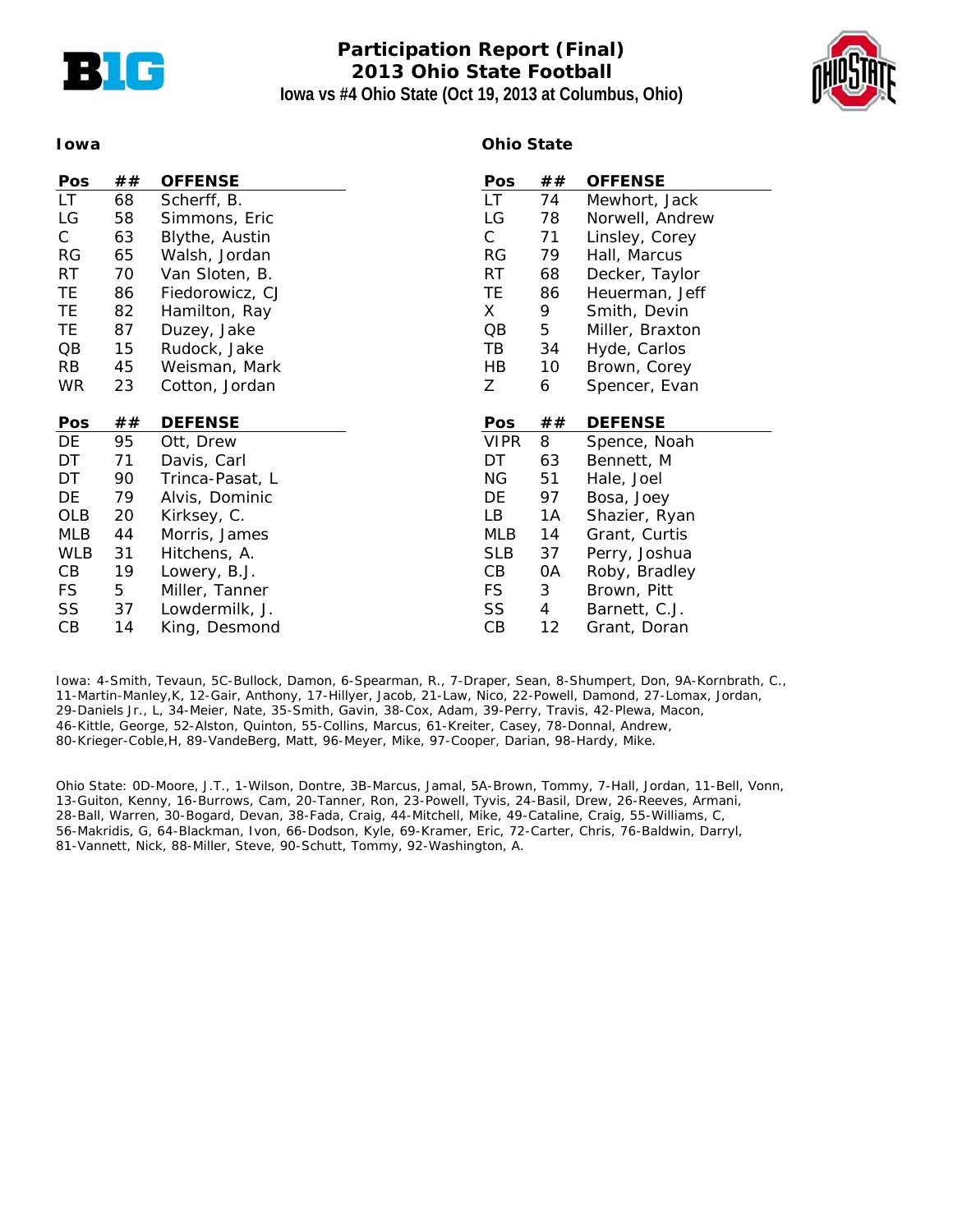# Participation Report (Final)
## 2013 Ohio State Football
### Iowa vs #4 Ohio State (Oct 19, 2013 at Columbus, Ohio)

**Iowa**

| Pos | ## | OFFENSE |
|---|---|---|
| LT | 68 | Scherff, B. |
| LG | 58 | Simmons, Eric |
| C | 63 | Blythe, Austin |
| RG | 65 | Walsh, Jordan |
| RT | 70 | Van Sloten, B. |
| TE | 86 | Fiedorowicz, CJ |
| TE | 82 | Hamilton, Ray |
| TE | 87 | Duzey, Jake |
| QB | 15 | Rudock, Jake |
| RB | 45 | Weisman, Mark |
| WR | 23 | Cotton, Jordan |

| Pos | ## | DEFENSE |
|---|---|---|
| DE | 95 | Ott, Drew |
| DT | 71 | Davis, Carl |
| DT | 90 | Trinca-Pasat, L |
| DE | 79 | Alvis, Dominic |
| OLB | 20 | Kirksey, C. |
| MLB | 44 | Morris, James |
| WLB | 31 | Hitchens, A. |
| CB | 19 | Lowery, B.J. |
| FS | 5 | Miller, Tanner |
| SS | 37 | Lowdermilk, J. |
| CB | 14 | King, Desmond |

**Ohio State**

| Pos | ## | OFFENSE |
|---|---|---|
| LT | 74 | Mewhort, Jack |
| LG | 78 | Norwell, Andrew |
| C | 71 | Linsley, Corey |
| RG | 79 | Hall, Marcus |
| RT | 68 | Decker, Taylor |
| TE | 86 | Heuerman, Jeff |
| X | 9 | Smith, Devin |
| QB | 5 | Miller, Braxton |
| TB | 34 | Hyde, Carlos |
| HB | 10 | Brown, Corey |
| Z | 6 | Spencer, Evan |

| Pos | ## | DEFENSE |
|---|---|---|
| VIPR | 8 | Spence, Noah |
| DT | 63 | Bennett, M |
| NG | 51 | Hale, Joel |
| DE | 97 | Bosa, Joey |
| LB | 1A | Shazier, Ryan |
| MLB | 14 | Grant, Curtis |
| SLB | 37 | Perry, Joshua |
| CB | 0A | Roby, Bradley |
| FS | 3 | Brown, Pitt |
| SS | 4 | Barnett, C.J. |
| CB | 12 | Grant, Doran |

Iowa: 4-Smith, Tevaun, 5C-Bullock, Damon, 6-Spearman, R., 7-Draper, Sean, 8-Shumpert, Don, 9A-Kornbrath, C., 11-Martin-Manley,K, 12-Gair, Anthony, 17-Hillyer, Jacob, 21-Law, Nico, 22-Powell, Damond, 27-Lomax, Jordan, 29-Daniels Jr., L, 34-Meier, Nate, 35-Smith, Gavin, 38-Cox, Adam, 39-Perry, Travis, 42-Plewa, Macon, 46-Kittle, George, 52-Alston, Quinton, 55-Collins, Marcus, 61-Kreiter, Casey, 78-Donnal, Andrew, 80-Krieger-Coble,H, 89-VandeBerg, Matt, 96-Meyer, Mike, 97-Cooper, Darian, 98-Hardy, Mike.

Ohio State: 0D-Moore, J.T., 1-Wilson, Dontre, 3B-Marcus, Jamal, 5A-Brown, Tommy, 7-Hall, Jordan, 11-Bell, Vonn, 13-Guiton, Kenny, 16-Burrows, Cam, 20-Tanner, Ron, 23-Powell, Tyvis, 24-Basil, Drew, 26-Reeves, Armani, 28-Ball, Warren, 30-Bogard, Devan, 38-Fada, Craig, 44-Mitchell, Mike, 49-Cataline, Craig, 55-Williams, C, 56-Makridis, G, 64-Blackman, Ivon, 66-Dodson, Kyle, 69-Kramer, Eric, 72-Carter, Chris, 76-Baldwin, Darryl, 81-Vannett, Nick, 88-Miller, Steve, 90-Schutt, Tommy, 92-Washington, A.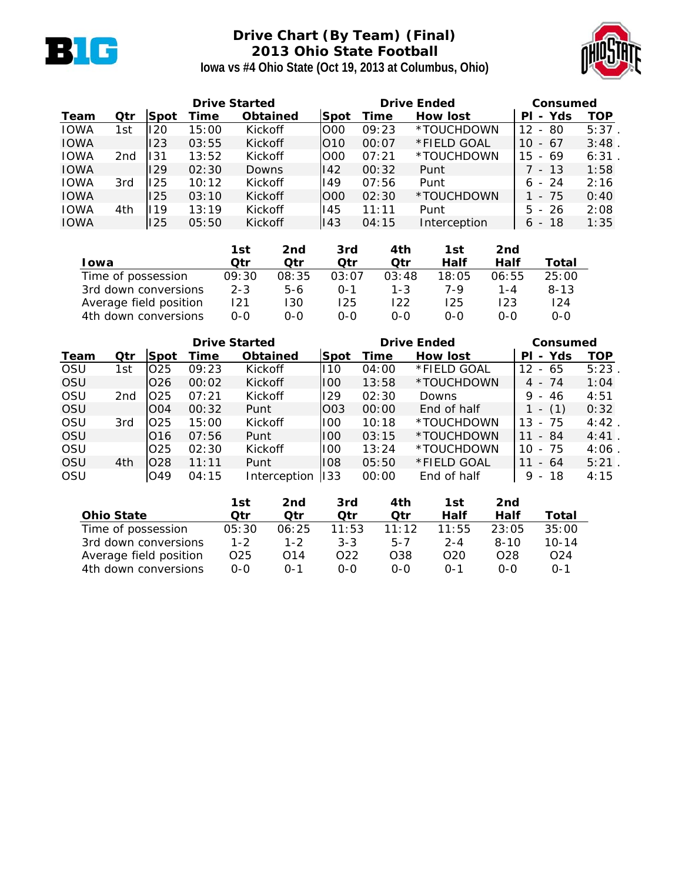# Drive Chart (By Team) (Final)
## 2013 Ohio State Football
### Iowa vs #4 Ohio State (Oct 19, 2013 at Columbus, Ohio)

| | | Drive Started | | | Drive Ended | | | Consumed | |
|---|---|---|---|---|---|---|---|---|---|
| **Team** | **Qtr** | **Spot** | **Time** | **Obtained** | **Spot** | **Time** | **How lost** | **Pl - Yds** | **TOP** |
| IOWA | 1st | I20 | 15:00 | Kickoff | O00 | 09:23 | *TOUCHDOWN | 12 - 80 | 5:37 . |
| IOWA | | I23 | 03:55 | Kickoff | O10 | 00:07 | *FIELD GOAL | 10 - 67 | 3:48 . |
| IOWA | 2nd | I31 | 13:52 | Kickoff | O00 | 07:21 | *TOUCHDOWN | 15 - 69 | 6:31 . |
| IOWA | | I29 | 02:30 | Downs | I42 | 00:32 | Punt | 7 - 13 | 1:58 |
| IOWA | 3rd | I25 | 10:12 | Kickoff | I49 | 07:56 | Punt | 6 - 24 | 2:16 |
| IOWA | | I25 | 03:10 | Kickoff | O00 | 02:30 | *TOUCHDOWN | 1 - 75 | 0:40 |
| IOWA | 4th | I19 | 13:19 | Kickoff | I45 | 11:11 | Punt | 5 - 26 | 2:08 |
| IOWA | | I25 | 05:50 | Kickoff | I43 | 04:15 | Interception | 6 - 18 | 1:35 |

| Iowa | 1st Qtr | 2nd Qtr | 3rd Qtr | 4th Qtr | 1st Half | 2nd Half | Total |
|---|---|---|---|---|---|---|---|
| Time of possession | 09:30 | 08:35 | 03:07 | 03:48 | 18:05 | 06:55 | 25:00 |
| 3rd down conversions | 2-3 | 5-6 | 0-1 | 1-3 | 7-9 | 1-4 | 8-13 |
| Average field position | I21 | I30 | I25 | I22 | I25 | I23 | I24 |
| 4th down conversions | 0-0 | 0-0 | 0-0 | 0-0 | 0-0 | 0-0 | 0-0 |

| | | Drive Started | | | Drive Ended | | | Consumed | |
|---|---|---|---|---|---|---|---|---|---|
| **Team** | **Qtr** | **Spot** | **Time** | **Obtained** | **Spot** | **Time** | **How lost** | **Pl - Yds** | **TOP** |
| OSU | 1st | O25 | 09:23 | Kickoff | I10 | 04:00 | *FIELD GOAL | 12 - 65 | 5:23 . |
| OSU | | O26 | 00:02 | Kickoff | I00 | 13:58 | *TOUCHDOWN | 4 - 74 | 1:04 |
| OSU | 2nd | O25 | 07:21 | Kickoff | I29 | 02:30 | Downs | 9 - 46 | 4:51 |
| OSU | | O04 | 00:32 | Punt | O03 | 00:00 | End of half | 1 - (1) | 0:32 |
| OSU | 3rd | O25 | 15:00 | Kickoff | I00 | 10:18 | *TOUCHDOWN | 13 - 75 | 4:42 . |
| OSU | | O16 | 07:56 | Punt | I00 | 03:15 | *TOUCHDOWN | 11 - 84 | 4:41 . |
| OSU | | O25 | 02:30 | Kickoff | I00 | 13:24 | *TOUCHDOWN | 10 - 75 | 4:06 . |
| OSU | 4th | O28 | 11:11 | Punt | I08 | 05:50 | *FIELD GOAL | 11 - 64 | 5:21 . |
| OSU | | O49 | 04:15 | Interception | I33 | 00:00 | End of half | 9 - 18 | 4:15 |

| Ohio State | 1st Qtr | 2nd Qtr | 3rd Qtr | 4th Qtr | 1st Half | 2nd Half | Total |
|---|---|---|---|---|---|---|---|
| Time of possession | 05:30 | 06:25 | 11:53 | 11:12 | 11:55 | 23:05 | 35:00 |
| 3rd down conversions | 1-2 | 1-2 | 3-3 | 5-7 | 2-4 | 8-10 | 10-14 |
| Average field position | O25 | O14 | O22 | O38 | O20 | O28 | O24 |
| 4th down conversions | 0-0 | 0-1 | 0-0 | 0-0 | 0-1 | 0-0 | 0-1 |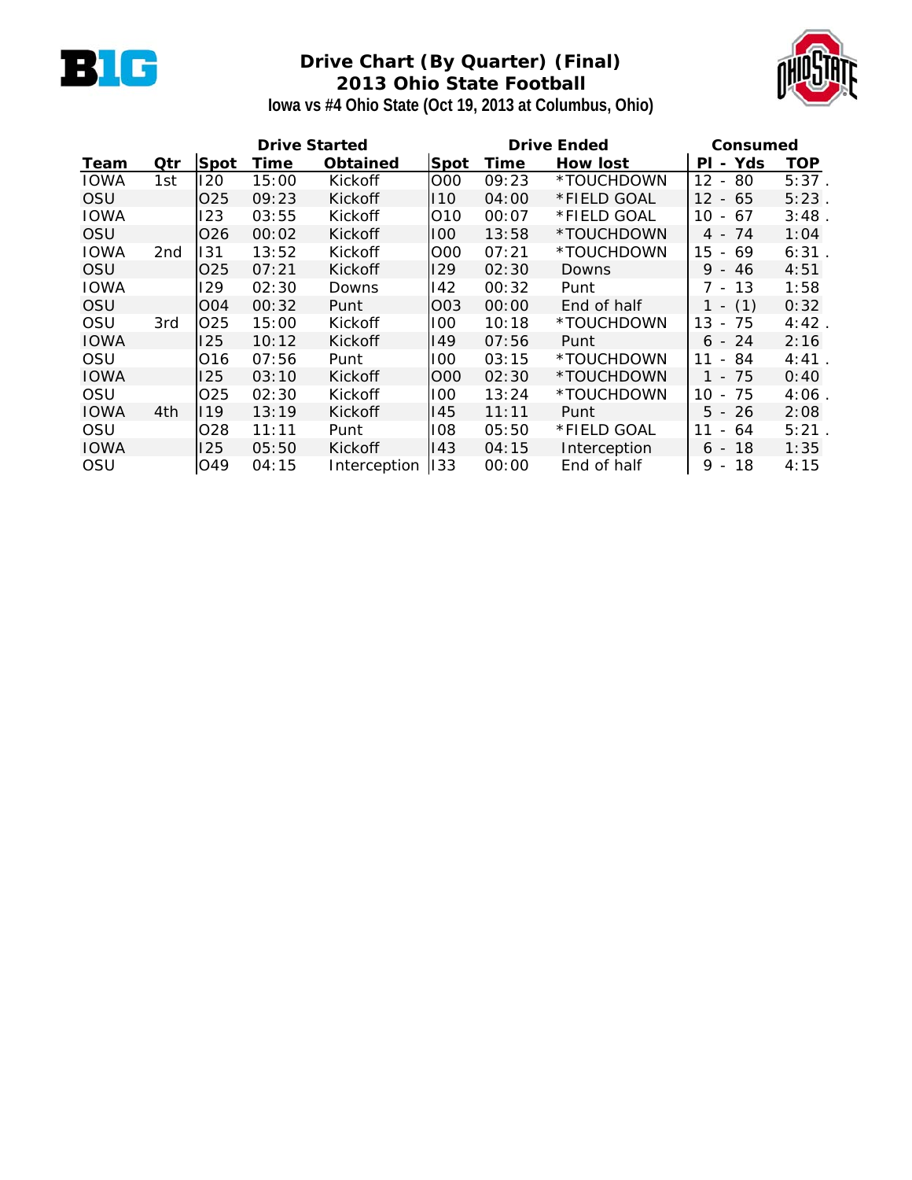# Drive Chart (By Quarter) (Final)
## 2013 Ohio State Football
### Iowa vs #4 Ohio State (Oct 19, 2013 at Columbus, Ohio)

| | | Drive Started | | | Drive Ended | | | Consumed | |
|---|---|---|---|---|---|---|---|---|---|
| Team | Qtr | Spot | Time | Obtained | Spot | Time | How lost | Pl - Yds | TOP |
| IOWA | 1st | I20 | 15:00 | Kickoff | O00 | 09:23 | *TOUCHDOWN | 12 - 80 | 5:37 . |
| OSU | | O25 | 09:23 | Kickoff | I10 | 04:00 | *FIELD GOAL | 12 - 65 | 5:23 . |
| IOWA | | I23 | 03:55 | Kickoff | O10 | 00:07 | *FIELD GOAL | 10 - 67 | 3:48 . |
| OSU | | O26 | 00:02 | Kickoff | I00 | 13:58 | *TOUCHDOWN | 4 - 74 | 1:04 |
| IOWA | 2nd | I31 | 13:52 | Kickoff | O00 | 07:21 | *TOUCHDOWN | 15 - 69 | 6:31 . |
| OSU | | O25 | 07:21 | Kickoff | I29 | 02:30 | Downs | 9 - 46 | 4:51 |
| IOWA | | I29 | 02:30 | Downs | I42 | 00:32 | Punt | 7 - 13 | 1:58 |
| OSU | | O04 | 00:32 | Punt | O03 | 00:00 | End of half | 1 - (1) | 0:32 |
| OSU | 3rd | O25 | 15:00 | Kickoff | I00 | 10:18 | *TOUCHDOWN | 13 - 75 | 4:42 . |
| IOWA | | I25 | 10:12 | Kickoff | I49 | 07:56 | Punt | 6 - 24 | 2:16 |
| OSU | | O16 | 07:56 | Punt | I00 | 03:15 | *TOUCHDOWN | 11 - 84 | 4:41 . |
| IOWA | | I25 | 03:10 | Kickoff | O00 | 02:30 | *TOUCHDOWN | 1 - 75 | 0:40 |
| OSU | | O25 | 02:30 | Kickoff | I00 | 13:24 | *TOUCHDOWN | 10 - 75 | 4:06 . |
| IOWA | 4th | I19 | 13:19 | Kickoff | I45 | 11:11 | Punt | 5 - 26 | 2:08 |
| OSU | | O28 | 11:11 | Punt | I08 | 05:50 | *FIELD GOAL | 11 - 64 | 5:21 . |
| IOWA | | I25 | 05:50 | Kickoff | I43 | 04:15 | Interception | 6 - 18 | 1:35 |
| OSU | | O49 | 04:15 | Interception | I33 | 00:00 | End of half | 9 - 18 | 4:15 |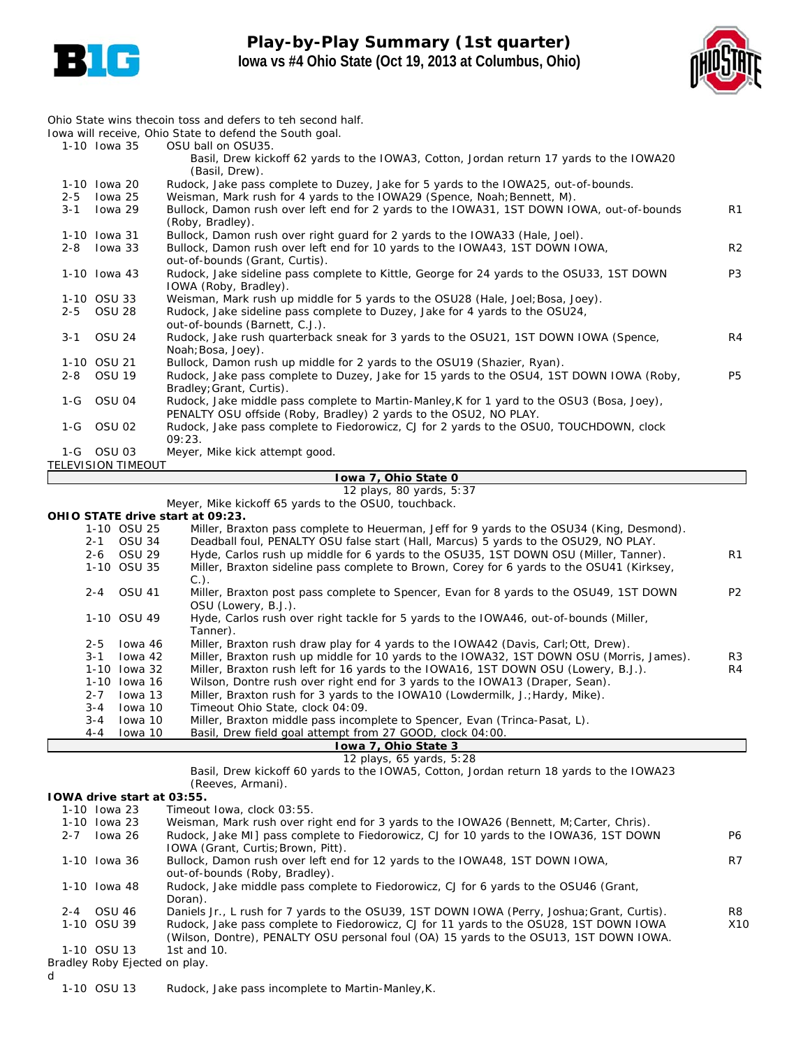# Play-by-Play Summary (1st quarter)

## Iowa vs #4 Ohio State (Oct 19, 2013 at Columbus, Ohio)

Ohio State wins thecoin toss and defers to teh second half.
Iowa will receive, Ohio State to defend the South goal.

| Down | Spot | Play | |
|---|---|---|---|
| 1-10 | Iowa 35 | OSU ball on OSU35. | |
| | | Basil, Drew kickoff 62 yards to the IOWA3, Cotton, Jordan return 17 yards to the IOWA20 (Basil, Drew). | |
| 1-10 | Iowa 20 | Rudock, Jake pass complete to Duzey, Jake for 5 yards to the IOWA25, out-of-bounds. | |
| 2-5 | Iowa 25 | Weisman, Mark rush for 4 yards to the IOWA29 (Spence, Noah;Bennett, M). | |
| 3-1 | Iowa 29 | Bullock, Damon rush over left end for 2 yards to the IOWA31, 1ST DOWN IOWA, out-of-bounds (Roby, Bradley). | R1 |
| 1-10 | Iowa 31 | Bullock, Damon rush over right guard for 2 yards to the IOWA33 (Hale, Joel). | |
| 2-8 | Iowa 33 | Bullock, Damon rush over left end for 10 yards to the IOWA43, 1ST DOWN IOWA, out-of-bounds (Grant, Curtis). | R2 |
| 1-10 | Iowa 43 | Rudock, Jake sideline pass complete to Kittle, George for 24 yards to the OSU33, 1ST DOWN IOWA (Roby, Bradley). | P3 |
| 1-10 | OSU 33 | Weisman, Mark rush up middle for 5 yards to the OSU28 (Hale, Joel;Bosa, Joey). | |
| 2-5 | OSU 28 | Rudock, Jake sideline pass complete to Duzey, Jake for 4 yards to the OSU24, out-of-bounds (Barnett, C.J.). | |
| 3-1 | OSU 24 | Rudock, Jake rush quarterback sneak for 3 yards to the OSU21, 1ST DOWN IOWA (Spence, Noah;Bosa, Joey). | R4 |
| 1-10 | OSU 21 | Bullock, Damon rush up middle for 2 yards to the OSU19 (Shazier, Ryan). | |
| 2-8 | OSU 19 | Rudock, Jake pass complete to Duzey, Jake for 15 yards to the OSU4, 1ST DOWN IOWA (Roby, Bradley;Grant, Curtis). | P5 |
| 1-G | OSU 04 | Rudock, Jake middle pass complete to Martin-Manley,K for 1 yard to the OSU3 (Bosa, Joey), PENALTY OSU offside (Roby, Bradley) 2 yards to the OSU2, NO PLAY. | |
| 1-G | OSU 02 | Rudock, Jake pass complete to Fiedorowicz, CJ for 2 yards to the OSU0, TOUCHDOWN, clock 09:23. | |
| 1-G | OSU 03 | Meyer, Mike kick attempt good. | |

TELEVISION TIMEOUT

**Iowa 7, Ohio State 0**
12 plays, 80 yards, 5:37

Meyer, Mike kickoff 65 yards to the OSU0, touchback.

**OHIO STATE drive start at 09:23.**

| Down | Spot | Play | |
|---|---|---|---|
| 1-10 | OSU 25 | Miller, Braxton pass complete to Heuerman, Jeff for 9 yards to the OSU34 (King, Desmond). | |
| 2-1 | OSU 34 | Deadball foul, PENALTY OSU false start (Hall, Marcus) 5 yards to the OSU29, NO PLAY. | |
| 2-6 | OSU 29 | Hyde, Carlos rush up middle for 6 yards to the OSU35, 1ST DOWN OSU (Miller, Tanner). | R1 |
| 1-10 | OSU 35 | Miller, Braxton sideline pass complete to Brown, Corey for 6 yards to the OSU41 (Kirksey, C.). | |
| 2-4 | OSU 41 | Miller, Braxton post pass complete to Spencer, Evan for 8 yards to the OSU49, 1ST DOWN OSU (Lowery, B.J.). | P2 |
| 1-10 | OSU 49 | Hyde, Carlos rush over right tackle for 5 yards to the IOWA46, out-of-bounds (Miller, Tanner). | |
| 2-5 | Iowa 46 | Miller, Braxton rush draw play for 4 yards to the IOWA42 (Davis, Carl;Ott, Drew). | |
| 3-1 | Iowa 42 | Miller, Braxton rush up middle for 10 yards to the IOWA32, 1ST DOWN OSU (Morris, James). | R3 |
| 1-10 | Iowa 32 | Miller, Braxton rush left for 16 yards to the IOWA16, 1ST DOWN OSU (Lowery, B.J.). | R4 |
| 1-10 | Iowa 16 | Wilson, Dontre rush over right end for 3 yards to the IOWA13 (Draper, Sean). | |
| 2-7 | Iowa 13 | Miller, Braxton rush for 3 yards to the IOWA10 (Lowdermilk, J.;Hardy, Mike). | |
| 3-4 | Iowa 10 | Timeout Ohio State, clock 04:09. | |
| 3-4 | Iowa 10 | Miller, Braxton middle pass incomplete to Spencer, Evan (Trinca-Pasat, L). | |
| 4-4 | Iowa 10 | Basil, Drew field goal attempt from 27 GOOD, clock 04:00. | |

**Iowa 7, Ohio State 3**
12 plays, 65 yards, 5:28

Basil, Drew kickoff 60 yards to the IOWA5, Cotton, Jordan return 18 yards to the IOWA23 (Reeves, Armani).

**IOWA drive start at 03:55.**

| Down | Spot | Play | |
|---|---|---|---|
| 1-10 | Iowa 23 | Timeout Iowa, clock 03:55. | |
| 1-10 | Iowa 23 | Weisman, Mark rush over right end for 3 yards to the IOWA26 (Bennett, M;Carter, Chris). | |
| 2-7 | Iowa 26 | Rudock, Jake MI] pass complete to Fiedorowicz, CJ for 10 yards to the IOWA36, 1ST DOWN IOWA (Grant, Curtis;Brown, Pitt). | P6 |
| 1-10 | Iowa 36 | Bullock, Damon rush over left end for 12 yards to the IOWA48, 1ST DOWN IOWA, out-of-bounds (Roby, Bradley). | R7 |
| 1-10 | Iowa 48 | Rudock, Jake middle pass complete to Fiedorowicz, CJ for 6 yards to the OSU46 (Grant, Doran). | |
| 2-4 | OSU 46 | Daniels Jr., L rush for 7 yards to the OSU39, 1ST DOWN IOWA (Perry, Joshua;Grant, Curtis). | R8 |
| 1-10 | OSU 39 | Rudock, Jake pass complete to Fiedorowicz, CJ for 11 yards to the OSU28, 1ST DOWN IOWA (Wilson, Dontre), PENALTY OSU personal foul (OA) 15 yards to the OSU13, 1ST DOWN IOWA. | X10 |
| 1-10 | OSU 13 | 1st and 10. | |

Bradley Roby Ejected on play.
d

| Down | Spot | Play | |
|---|---|---|---|
| 1-10 | OSU 13 | Rudock, Jake pass incomplete to Martin-Manley,K. | |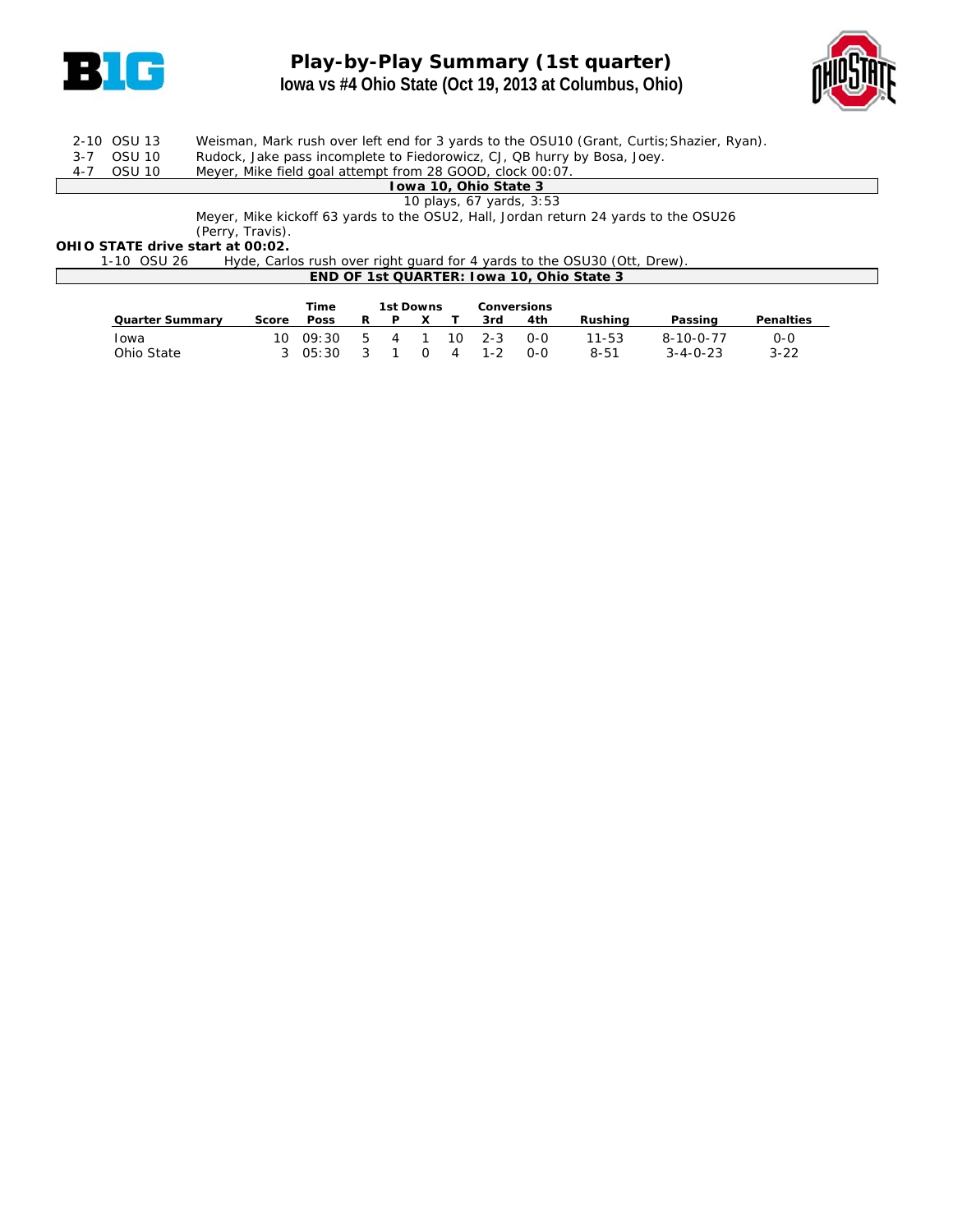# Play-by-Play Summary (1st quarter)

## Iowa vs #4 Ohio State (Oct 19, 2013 at Columbus, Ohio)

| | | |
|---|---|---|
| 2-10 | OSU 13 | Weisman, Mark rush over left end for 3 yards to the OSU10 (Grant, Curtis;Shazier, Ryan). |
| 3-7 | OSU 10 | Rudock, Jake pass incomplete to Fiedorowicz, CJ, QB hurry by Bosa, Joey. |
| 4-7 | OSU 10 | Meyer, Mike field goal attempt from 28 GOOD, clock 00:07. |

**Iowa 10, Ohio State 3**

10 plays, 67 yards, 3:53

Meyer, Mike kickoff 63 yards to the OSU2, Hall, Jordan return 24 yards to the OSU26 (Perry, Travis).

**OHIO STATE drive start at 00:02.**

| | | |
|---|---|---|
| 1-10 | OSU 26 | Hyde, Carlos rush over right guard for 4 yards to the OSU30 (Ott, Drew). |

**END OF 1st QUARTER: Iowa 10, Ohio State 3**

| Quarter Summary | Score | Time Poss | 1st Downs R | P | X | T | Conversions 3rd | 4th | Rushing | Passing | Penalties |
|---|---|---|---|---|---|---|---|---|---|---|---|
| Iowa | 10 | 09:30 | 5 | 4 | 1 | 10 | 2-3 | 0-0 | 11-53 | 8-10-0-77 | 0-0 |
| Ohio State | 3 | 05:30 | 3 | 1 | 0 | 4 | 1-2 | 0-0 | 8-51 | 3-4-0-23 | 3-22 |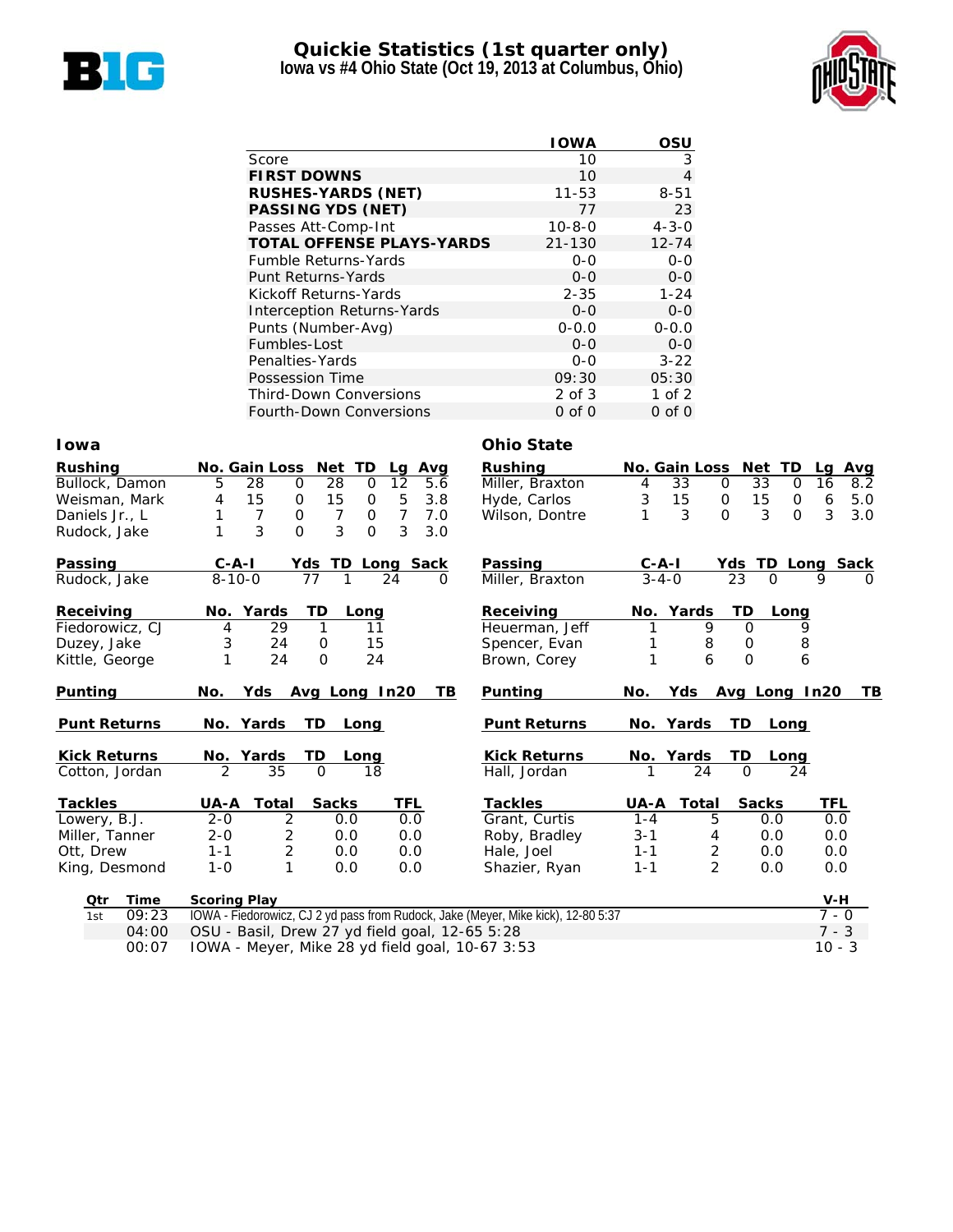# Quickie Statistics (1st quarter only)

## Iowa vs #4 Ohio State (Oct 19, 2013 at Columbus, Ohio)

| | IOWA | OSU |
|---|---|---|
| Score | 10 | 3 |
| **FIRST DOWNS** | 10 | 4 |
| **RUSHES-YARDS (NET)** | 11-53 | 8-51 |
| **PASSING YDS (NET)** | 77 | 23 |
| Passes Att-Comp-Int | 10-8-0 | 4-3-0 |
| **TOTAL OFFENSE PLAYS-YARDS** | 21-130 | 12-74 |
| Fumble Returns-Yards | 0-0 | 0-0 |
| Punt Returns-Yards | 0-0 | 0-0 |
| Kickoff Returns-Yards | 2-35 | 1-24 |
| Interception Returns-Yards | 0-0 | 0-0 |
| Punts (Number-Avg) | 0-0.0 | 0-0.0 |
| Fumbles-Lost | 0-0 | 0-0 |
| Penalties-Yards | 0-0 | 3-22 |
| Possession Time | 09:30 | 05:30 |
| Third-Down Conversions | 2 of 3 | 1 of 2 |
| Fourth-Down Conversions | 0 of 0 | 0 of 0 |

### Iowa

| Rushing | No. | Gain | Loss | Net | TD | Lg | Avg |
|---|---|---|---|---|---|---|---|
| Bullock, Damon | 5 | 28 | 0 | 28 | 0 | 12 | 5.6 |
| Weisman, Mark | 4 | 15 | 0 | 15 | 0 | 5 | 3.8 |
| Daniels Jr., L | 1 | 7 | 0 | 7 | 0 | 7 | 7.0 |
| Rudock, Jake | 1 | 3 | 0 | 3 | 0 | 3 | 3.0 |

| Passing | C-A-I | Yds | TD | Long | Sack |
|---|---|---|---|---|---|
| Rudock, Jake | 8-10-0 | 77 | 1 | 24 | 0 |

| Receiving | No. | Yards | TD | Long |
|---|---|---|---|---|
| Fiedorowicz, CJ | 4 | 29 | 1 | 11 |
| Duzey, Jake | 3 | 24 | 0 | 15 |
| Kittle, George | 1 | 24 | 0 | 24 |

| Punting | No. | Yds | Avg | Long | In20 | TB |
|---|---|---|---|---|---|---|

| Punt Returns | No. | Yards | TD | Long |
|---|---|---|---|---|

| Kick Returns | No. | Yards | TD | Long |
|---|---|---|---|---|
| Cotton, Jordan | 2 | 35 | 0 | 18 |

| Tackles | UA-A | Total | Sacks | TFL |
|---|---|---|---|---|
| Lowery, B.J. | 2-0 | 2 | 0.0 | 0.0 |
| Miller, Tanner | 2-0 | 2 | 0.0 | 0.0 |
| Ott, Drew | 1-1 | 2 | 0.0 | 0.0 |
| King, Desmond | 1-0 | 1 | 0.0 | 0.0 |

### Ohio State

| Rushing | No. | Gain | Loss | Net | TD | Lg | Avg |
|---|---|---|---|---|---|---|---|
| Miller, Braxton | 4 | 33 | 0 | 33 | 0 | 16 | 8.2 |
| Hyde, Carlos | 3 | 15 | 0 | 15 | 0 | 6 | 5.0 |
| Wilson, Dontre | 1 | 3 | 0 | 3 | 0 | 3 | 3.0 |

| Passing | C-A-I | Yds | TD | Long | Sack |
|---|---|---|---|---|---|
| Miller, Braxton | 3-4-0 | 23 | 0 | 9 | 0 |

| Receiving | No. | Yards | TD | Long |
|---|---|---|---|---|
| Heuerman, Jeff | 1 | 9 | 0 | 9 |
| Spencer, Evan | 1 | 8 | 0 | 8 |
| Brown, Corey | 1 | 6 | 0 | 6 |

| Punting | No. | Yds | Avg | Long | In20 | TB |
|---|---|---|---|---|---|---|

| Punt Returns | No. | Yards | TD | Long |
|---|---|---|---|---|

| Kick Returns | No. | Yards | TD | Long |
|---|---|---|---|---|
| Hall, Jordan | 1 | 24 | 0 | 24 |

| Tackles | UA-A | Total | Sacks | TFL |
|---|---|---|---|---|
| Grant, Curtis | 1-4 | 5 | 0.0 | 0.0 |
| Roby, Bradley | 3-1 | 4 | 0.0 | 0.0 |
| Hale, Joel | 1-1 | 2 | 0.0 | 0.0 |
| Shazier, Ryan | 1-1 | 2 | 0.0 | 0.0 |

### Scoring Plays

| Qtr | Time | Scoring Play | V-H |
|---|---|---|---|
| 1st | 09:23 | IOWA - Fiedorowicz, CJ 2 yd pass from Rudock, Jake (Meyer, Mike kick), 12-80 5:37 | 7 - 0 |
| | 04:00 | OSU - Basil, Drew 27 yd field goal, 12-65 5:28 | 7 - 3 |
| | 00:07 | IOWA - Meyer, Mike 28 yd field goal, 10-67 3:53 | 10 - 3 |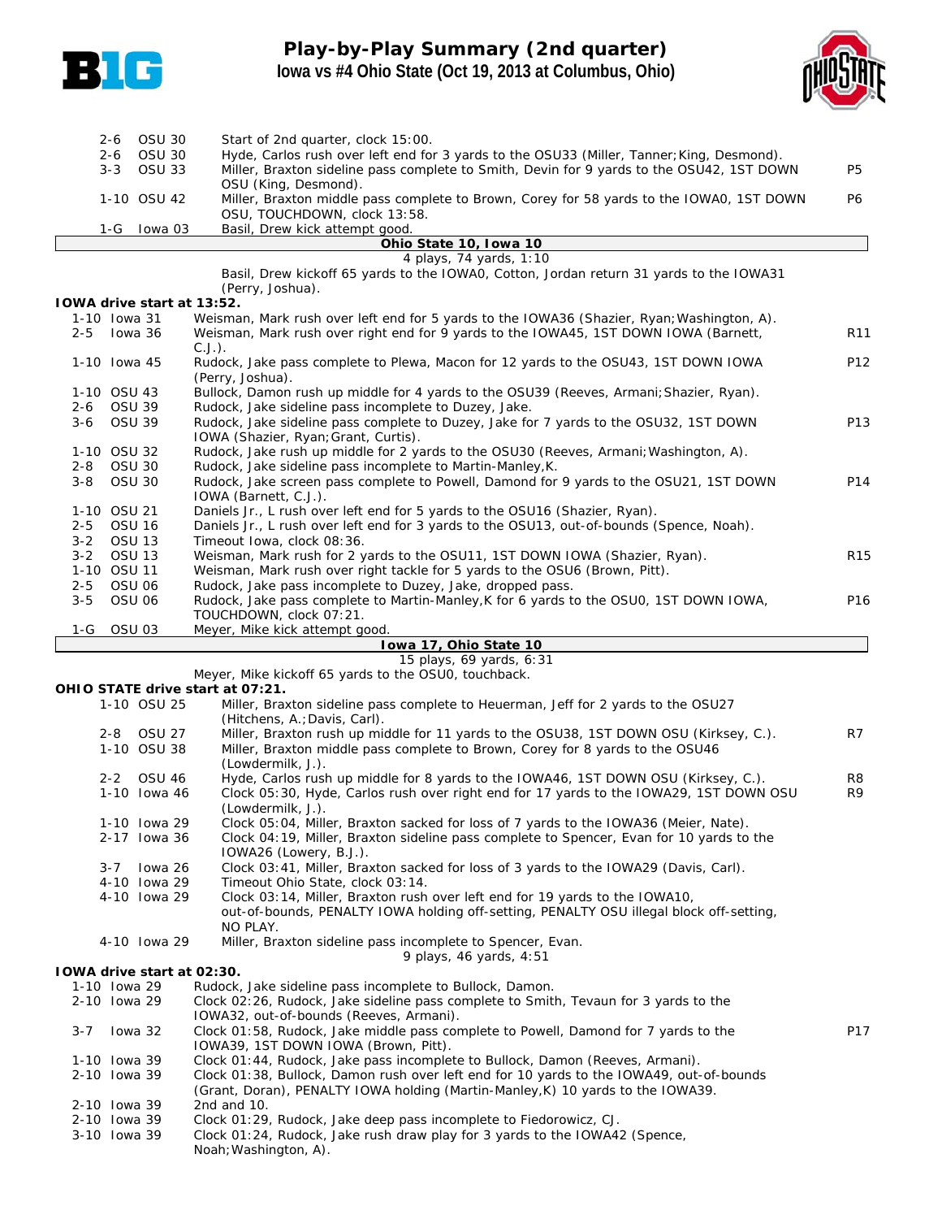# Play-by-Play Summary (2nd quarter)

**Iowa vs #4 Ohio State (Oct 19, 2013 at Columbus, Ohio)**

| Down | Spot | Play | |
|---|---|---|---|
| 2-6 | OSU 30 | Start of 2nd quarter, clock 15:00. | |
| 2-6 | OSU 30 | Hyde, Carlos rush over left end for 3 yards to the OSU33 (Miller, Tanner;King, Desmond). | |
| 3-3 | OSU 33 | Miller, Braxton sideline pass complete to Smith, Devin for 9 yards to the OSU42, 1ST DOWN OSU (King, Desmond). | P5 |
| 1-10 | OSU 42 | Miller, Braxton middle pass complete to Brown, Corey for 58 yards to the IOWA0, 1ST DOWN OSU, TOUCHDOWN, clock 13:58. | P6 |
| 1-G | Iowa 03 | Basil, Drew kick attempt good. | |

**Ohio State 10, Iowa 10**

4 plays, 74 yards, 1:10

Basil, Drew kickoff 65 yards to the IOWA0, Cotton, Jordan return 31 yards to the IOWA31 (Perry, Joshua).

**IOWA drive start at 13:52.**

| Down | Spot | Play | |
|---|---|---|---|
| 1-10 | Iowa 31 | Weisman, Mark rush over left end for 5 yards to the IOWA36 (Shazier, Ryan;Washington, A). | |
| 2-5 | Iowa 36 | Weisman, Mark rush over right end for 9 yards to the IOWA45, 1ST DOWN IOWA (Barnett, C.J.). | R11 |
| 1-10 | Iowa 45 | Rudock, Jake pass complete to Plewa, Macon for 12 yards to the OSU43, 1ST DOWN IOWA (Perry, Joshua). | P12 |
| 1-10 | OSU 43 | Bullock, Damon rush up middle for 4 yards to the OSU39 (Reeves, Armani;Shazier, Ryan). | |
| 2-6 | OSU 39 | Rudock, Jake sideline pass incomplete to Duzey, Jake. | |
| 3-6 | OSU 39 | Rudock, Jake sideline pass complete to Duzey, Jake for 7 yards to the OSU32, 1ST DOWN IOWA (Shazier, Ryan;Grant, Curtis). | P13 |
| 1-10 | OSU 32 | Rudock, Jake rush up middle for 2 yards to the OSU30 (Reeves, Armani;Washington, A). | |
| 2-8 | OSU 30 | Rudock, Jake sideline pass incomplete to Martin-Manley,K. | |
| 3-8 | OSU 30 | Rudock, Jake screen pass complete to Powell, Damond for 9 yards to the OSU21, 1ST DOWN IOWA (Barnett, C.J.). | P14 |
| 1-10 | OSU 21 | Daniels Jr., L rush over left end for 5 yards to the OSU16 (Shazier, Ryan). | |
| 2-5 | OSU 16 | Daniels Jr., L rush over left end for 3 yards to the OSU13, out-of-bounds (Spence, Noah). | |
| 3-2 | OSU 13 | Timeout Iowa, clock 08:36. | |
| 3-2 | OSU 13 | Weisman, Mark rush for 2 yards to the OSU11, 1ST DOWN IOWA (Shazier, Ryan). | R15 |
| 1-10 | OSU 11 | Weisman, Mark rush over right tackle for 5 yards to the OSU6 (Brown, Pitt). | |
| 2-5 | OSU 06 | Rudock, Jake pass incomplete to Duzey, Jake, dropped pass. | |
| 3-5 | OSU 06 | Rudock, Jake pass complete to Martin-Manley,K for 6 yards to the OSU0, 1ST DOWN IOWA, TOUCHDOWN, clock 07:21. | P16 |
| 1-G | OSU 03 | Meyer, Mike kick attempt good. | |

**Iowa 17, Ohio State 10**

15 plays, 69 yards, 6:31

Meyer, Mike kickoff 65 yards to the OSU0, touchback.

**OHIO STATE drive start at 07:21.**

| Down | Spot | Play | |
|---|---|---|---|
| 1-10 | OSU 25 | Miller, Braxton sideline pass complete to Heuerman, Jeff for 2 yards to the OSU27 (Hitchens, A.;Davis, Carl). | |
| 2-8 | OSU 27 | Miller, Braxton rush up middle for 11 yards to the OSU38, 1ST DOWN OSU (Kirksey, C.). | R7 |
| 1-10 | OSU 38 | Miller, Braxton middle pass complete to Brown, Corey for 8 yards to the OSU46 (Lowdermilk, J.). | |
| 2-2 | OSU 46 | Hyde, Carlos rush up middle for 8 yards to the IOWA46, 1ST DOWN OSU (Kirksey, C.). | R8 |
| 1-10 | Iowa 46 | Clock 05:30, Hyde, Carlos rush over right end for 17 yards to the IOWA29, 1ST DOWN OSU (Lowdermilk, J.). | R9 |
| 1-10 | Iowa 29 | Clock 05:04, Miller, Braxton sacked for loss of 7 yards to the IOWA36 (Meier, Nate). | |
| 2-17 | Iowa 36 | Clock 04:19, Miller, Braxton sideline pass complete to Spencer, Evan for 10 yards to the IOWA26 (Lowery, B.J.). | |
| 3-7 | Iowa 26 | Clock 03:41, Miller, Braxton sacked for loss of 3 yards to the IOWA29 (Davis, Carl). | |
| 4-10 | Iowa 29 | Timeout Ohio State, clock 03:14. | |
| 4-10 | Iowa 29 | Clock 03:14, Miller, Braxton rush over left end for 19 yards to the IOWA10, out-of-bounds, PENALTY IOWA holding off-setting, PENALTY OSU illegal block off-setting, NO PLAY. | |
| 4-10 | Iowa 29 | Miller, Braxton sideline pass incomplete to Spencer, Evan. | |

9 plays, 46 yards, 4:51

**IOWA drive start at 02:30.**

| Down | Spot | Play | |
|---|---|---|---|
| 1-10 | Iowa 29 | Rudock, Jake sideline pass incomplete to Bullock, Damon. | |
| 2-10 | Iowa 29 | Clock 02:26, Rudock, Jake sideline pass complete to Smith, Tevaun for 3 yards to the IOWA32, out-of-bounds (Reeves, Armani). | |
| 3-7 | Iowa 32 | Clock 01:58, Rudock, Jake middle pass complete to Powell, Damond for 7 yards to the IOWA39, 1ST DOWN IOWA (Brown, Pitt). | P17 |
| 1-10 | Iowa 39 | Clock 01:44, Rudock, Jake pass incomplete to Bullock, Damon (Reeves, Armani). | |
| 2-10 | Iowa 39 | Clock 01:38, Bullock, Damon rush over left end for 10 yards to the IOWA49, out-of-bounds (Grant, Doran), PENALTY IOWA holding (Martin-Manley,K) 10 yards to the IOWA39. | |
| 2-10 | Iowa 39 | 2nd and 10. | |
| 2-10 | Iowa 39 | Clock 01:29, Rudock, Jake deep pass incomplete to Fiedorowicz, CJ. | |
| 3-10 | Iowa 39 | Clock 01:24, Rudock, Jake rush draw play for 3 yards to the IOWA42 (Spence, Noah;Washington, A). | |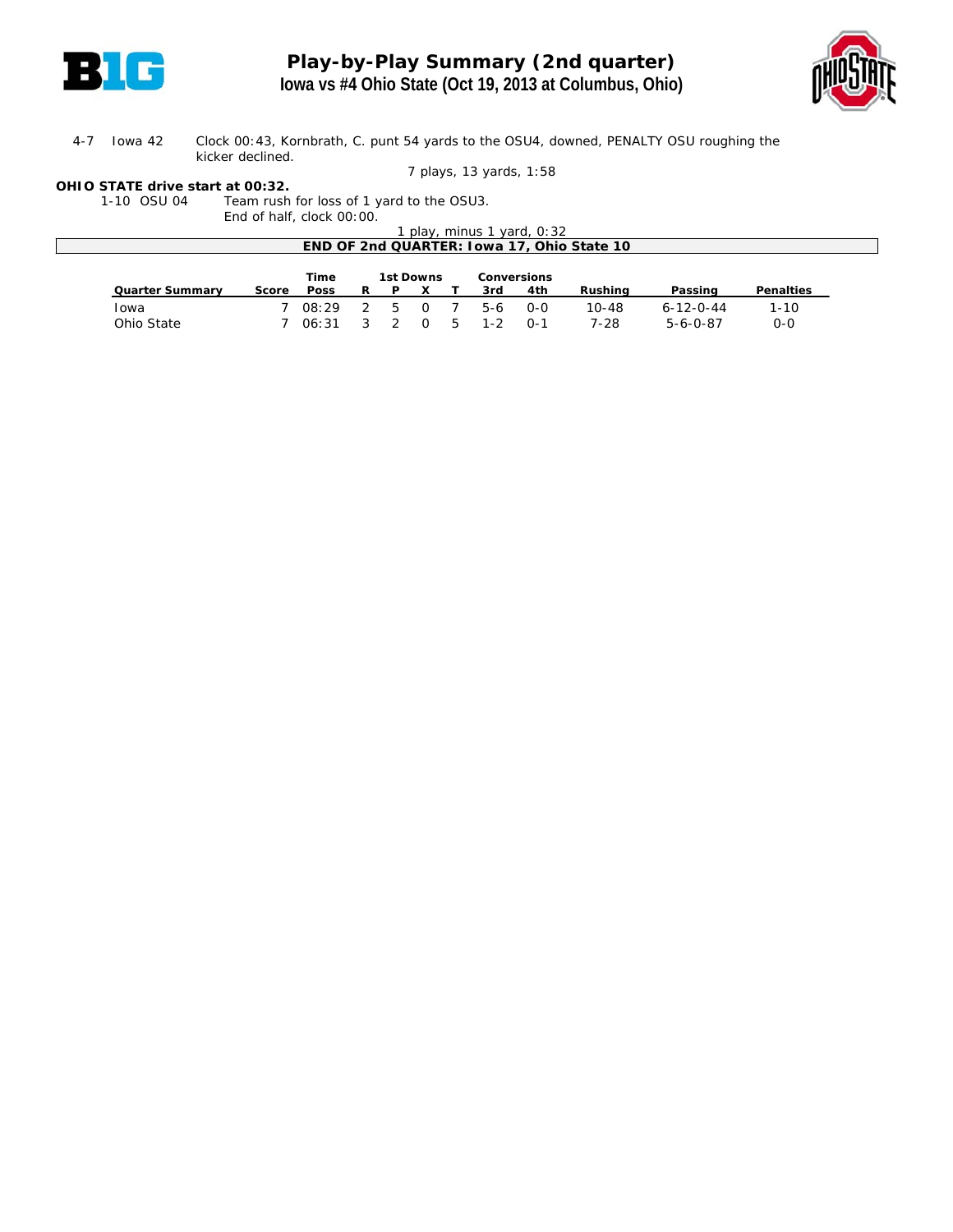# Play-by-Play Summary (2nd quarter)

## Iowa vs #4 Ohio State (Oct 19, 2013 at Columbus, Ohio)

4-7 Iowa 42 Clock 00:43, Kornbrath, C. punt 54 yards to the OSU4, downed, PENALTY OSU roughing the kicker declined.

7 plays, 13 yards, 1:58

**OHIO STATE drive start at 00:32.**

1-10 OSU 04 Team rush for loss of 1 yard to the OSU3.
End of half, clock 00:00.

1 play, minus 1 yard, 0:32

**END OF 2nd QUARTER: Iowa 17, Ohio State 10**

| Quarter Summary | Score | Time Poss | 1st Downs R | P | X | T | Conversions 3rd | 4th | Rushing | Passing | Penalties |
|---|---|---|---|---|---|---|---|---|---|---|---|
| Iowa | 7 | 08:29 | 2 | 5 | 0 | 7 | 5-6 | 0-0 | 10-48 | 6-12-0-44 | 1-10 |
| Ohio State | 7 | 06:31 | 3 | 2 | 0 | 5 | 1-2 | 0-1 | 7-28 | 5-6-0-87 | 0-0 |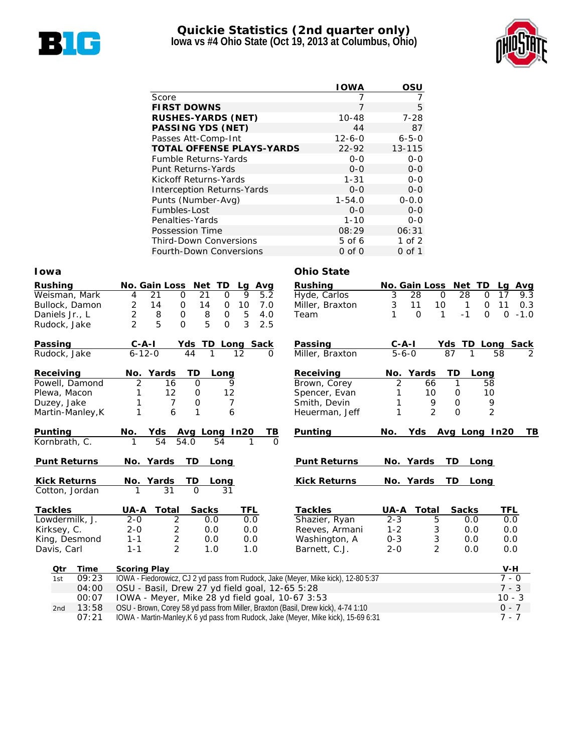# Quickie Statistics (2nd quarter only)

## Iowa vs #4 Ohio State (Oct 19, 2013 at Columbus, Ohio)

| | IOWA | OSU |
|---|---|---|
| Score | 7 | 7 |
| **FIRST DOWNS** | 7 | 5 |
| **RUSHES-YARDS (NET)** | 10-48 | 7-28 |
| **PASSING YDS (NET)** | 44 | 87 |
| Passes Att-Comp-Int | 12-6-0 | 6-5-0 |
| **TOTAL OFFENSE PLAYS-YARDS** | 22-92 | 13-115 |
| Fumble Returns-Yards | 0-0 | 0-0 |
| Punt Returns-Yards | 0-0 | 0-0 |
| Kickoff Returns-Yards | 1-31 | 0-0 |
| Interception Returns-Yards | 0-0 | 0-0 |
| Punts (Number-Avg) | 1-54.0 | 0-0.0 |
| Fumbles-Lost | 0-0 | 0-0 |
| Penalties-Yards | 1-10 | 0-0 |
| Possession Time | 08:29 | 06:31 |
| Third-Down Conversions | 5 of 6 | 1 of 2 |
| Fourth-Down Conversions | 0 of 0 | 0 of 1 |

### Iowa

| Rushing | No. | Gain | Loss | Net | TD | Lg | Avg |
|---|---|---|---|---|---|---|---|
| Weisman, Mark | 4 | 21 | 0 | 21 | 0 | 9 | 5.2 |
| Bullock, Damon | 2 | 14 | 0 | 14 | 0 | 10 | 7.0 |
| Daniels Jr., L | 2 | 8 | 0 | 8 | 0 | 5 | 4.0 |
| Rudock, Jake | 2 | 5 | 0 | 5 | 0 | 3 | 2.5 |

| Passing | C-A-I | Yds | TD | Long | Sack |
|---|---|---|---|---|---|
| Rudock, Jake | 6-12-0 | 44 | 1 | 12 | 0 |

| Receiving | No. | Yards | TD | Long |
|---|---|---|---|---|
| Powell, Damond | 2 | 16 | 0 | 9 |
| Plewa, Macon | 1 | 12 | 0 | 12 |
| Duzey, Jake | 1 | 7 | 0 | 7 |
| Martin-Manley,K | 1 | 6 | 1 | 6 |

| Punting | No. | Yds | Avg | Long | In20 | TB |
|---|---|---|---|---|---|---|
| Kornbrath, C. | 1 | 54 | 54.0 | 54 | 1 | 0 |

| Punt Returns | No. | Yards | TD | Long |
|---|---|---|---|---|

| Kick Returns | No. | Yards | TD | Long |
|---|---|---|---|---|
| Cotton, Jordan | 1 | 31 | 0 | 31 |

| Tackles | UA-A | Total | Sacks | TFL |
|---|---|---|---|---|
| Lowdermilk, J. | 2-0 | 2 | 0.0 | 0.0 |
| Kirksey, C. | 2-0 | 2 | 0.0 | 0.0 |
| King, Desmond | 1-1 | 2 | 0.0 | 0.0 |
| Davis, Carl | 1-1 | 2 | 1.0 | 1.0 |

### Ohio State

| Rushing | No. | Gain | Loss | Net | TD | Lg | Avg |
|---|---|---|---|---|---|---|---|
| Hyde, Carlos | 3 | 28 | 0 | 28 | 0 | 17 | 9.3 |
| Miller, Braxton | 3 | 11 | 10 | 1 | 0 | 11 | 0.3 |
| Team | 1 | 0 | 1 | -1 | 0 | 0 | -1.0 |

| Passing | C-A-I | Yds | TD | Long | Sack |
|---|---|---|---|---|---|
| Miller, Braxton | 5-6-0 | 87 | 1 | 58 | 2 |

| Receiving | No. | Yards | TD | Long |
|---|---|---|---|---|
| Brown, Corey | 2 | 66 | 1 | 58 |
| Spencer, Evan | 1 | 10 | 0 | 10 |
| Smith, Devin | 1 | 9 | 0 | 9 |
| Heuerman, Jeff | 1 | 2 | 0 | 2 |

| Punting | No. | Yds | Avg | Long | In20 | TB |
|---|---|---|---|---|---|---|

| Punt Returns | No. | Yards | TD | Long |
|---|---|---|---|---|

| Kick Returns | No. | Yards | TD | Long |
|---|---|---|---|---|

| Tackles | UA-A | Total | Sacks | TFL |
|---|---|---|---|---|
| Shazier, Ryan | 2-3 | 5 | 0.0 | 0.0 |
| Reeves, Armani | 1-2 | 3 | 0.0 | 0.0 |
| Washington, A | 0-3 | 3 | 0.0 | 0.0 |
| Barnett, C.J. | 2-0 | 2 | 0.0 | 0.0 |

| Qtr | Time | Scoring Play | V-H |
|---|---|---|---|
| 1st | 09:23 | IOWA - Fiedorowicz, CJ 2 yd pass from Rudock, Jake (Meyer, Mike kick), 12-80 5:37 | 7 - 0 |
| | 04:00 | OSU - Basil, Drew 27 yd field goal, 12-65 5:28 | 7 - 3 |
| | 00:07 | IOWA - Meyer, Mike 28 yd field goal, 10-67 3:53 | 10 - 3 |
| 2nd | 13:58 | OSU - Brown, Corey 58 yd pass from Miller, Braxton (Basil, Drew kick), 4-74 1:10 | 0 - 7 |
| | 07:21 | IOWA - Martin-Manley,K 6 yd pass from Rudock, Jake (Meyer, Mike kick), 15-69 6:31 | 7 - 7 |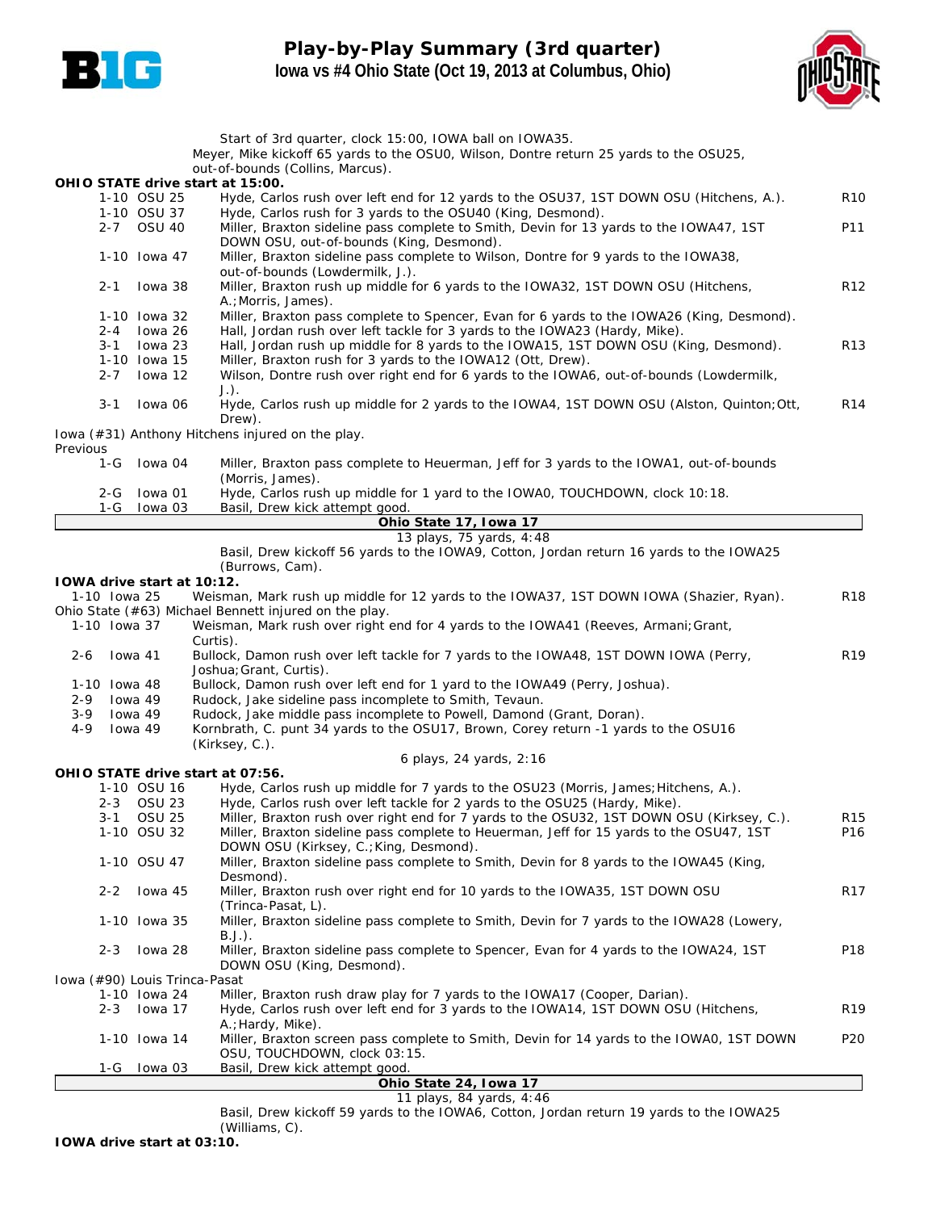# Play-by-Play Summary (3rd quarter)

## Iowa vs #4 Ohio State (Oct 19, 2013 at Columbus, Ohio)

Start of 3rd quarter, clock 15:00, IOWA ball on IOWA35.
Meyer, Mike kickoff 65 yards to the OSU0, Wilson, Dontre return 25 yards to the OSU25, out-of-bounds (Collins, Marcus).

**OHIO STATE drive start at 15:00.**

| Down | Spot | Play | |
|---|---|---|---|
| 1-10 | OSU 25 | Hyde, Carlos rush over left end for 12 yards to the OSU37, 1ST DOWN OSU (Hitchens, A.). | R10 |
| 1-10 | OSU 37 | Hyde, Carlos rush for 3 yards to the OSU40 (King, Desmond). | |
| 2-7 | OSU 40 | Miller, Braxton sideline pass complete to Smith, Devin for 13 yards to the IOWA47, 1ST DOWN OSU, out-of-bounds (King, Desmond). | P11 |
| 1-10 | Iowa 47 | Miller, Braxton sideline pass complete to Wilson, Dontre for 9 yards to the IOWA38, out-of-bounds (Lowdermilk, J.). | |
| 2-1 | Iowa 38 | Miller, Braxton rush up middle for 6 yards to the IOWA32, 1ST DOWN OSU (Hitchens, A.;Morris, James). | R12 |
| 1-10 | Iowa 32 | Miller, Braxton pass complete to Spencer, Evan for 6 yards to the IOWA26 (King, Desmond). | |
| 2-4 | Iowa 26 | Hall, Jordan rush over left tackle for 3 yards to the IOWA23 (Hardy, Mike). | |
| 3-1 | Iowa 23 | Hall, Jordan rush up middle for 8 yards to the IOWA15, 1ST DOWN OSU (King, Desmond). | R13 |
| 1-10 | Iowa 15 | Miller, Braxton rush for 3 yards to the IOWA12 (Ott, Drew). | |
| 2-7 | Iowa 12 | Wilson, Dontre rush over right end for 6 yards to the IOWA6, out-of-bounds (Lowdermilk, J.). | |
| 3-1 | Iowa 06 | Hyde, Carlos rush up middle for 2 yards to the IOWA4, 1ST DOWN OSU (Alston, Quinton;Ott, Drew). | R14 |

Iowa (#31) Anthony Hitchens injured on the play.
Previous

| Down | Spot | Play |
|---|---|---|
| 1-G | Iowa 04 | Miller, Braxton pass complete to Heuerman, Jeff for 3 yards to the IOWA1, out-of-bounds (Morris, James). |
| 2-G | Iowa 01 | Hyde, Carlos rush up middle for 1 yard to the IOWA0, TOUCHDOWN, clock 10:18. |
| 1-G | Iowa 03 | Basil, Drew kick attempt good. |

**Ohio State 17, Iowa 17**

13 plays, 75 yards, 4:48

Basil, Drew kickoff 56 yards to the IOWA9, Cotton, Jordan return 16 yards to the IOWA25 (Burrows, Cam).

**IOWA drive start at 10:12.**

| Down | Spot | Play | |
|---|---|---|---|
| 1-10 | Iowa 25 | Weisman, Mark rush up middle for 12 yards to the IOWA37, 1ST DOWN IOWA (Shazier, Ryan). | R18 |

Ohio State (#63) Michael Bennett injured on the play.

| Down | Spot | Play | |
|---|---|---|---|
| 1-10 | Iowa 37 | Weisman, Mark rush over right end for 4 yards to the IOWA41 (Reeves, Armani;Grant, Curtis). | |
| 2-6 | Iowa 41 | Bullock, Damon rush over left tackle for 7 yards to the IOWA48, 1ST DOWN IOWA (Perry, Joshua;Grant, Curtis). | R19 |
| 1-10 | Iowa 48 | Bullock, Damon rush over left end for 1 yard to the IOWA49 (Perry, Joshua). | |
| 2-9 | Iowa 49 | Rudock, Jake sideline pass incomplete to Smith, Tevaun. | |
| 3-9 | Iowa 49 | Rudock, Jake middle pass incomplete to Powell, Damond (Grant, Doran). | |
| 4-9 | Iowa 49 | Kornbrath, C. punt 34 yards to the OSU17, Brown, Corey return -1 yards to the OSU16 (Kirksey, C.). | |

6 plays, 24 yards, 2:16

**OHIO STATE drive start at 07:56.**

| Down | Spot | Play | |
|---|---|---|---|
| 1-10 | OSU 16 | Hyde, Carlos rush up middle for 7 yards to the OSU23 (Morris, James;Hitchens, A.). | |
| 2-3 | OSU 23 | Hyde, Carlos rush over left tackle for 2 yards to the OSU25 (Hardy, Mike). | |
| 3-1 | OSU 25 | Miller, Braxton rush over right end for 7 yards to the OSU32, 1ST DOWN OSU (Kirksey, C.). | R15 |
| 1-10 | OSU 32 | Miller, Braxton sideline pass complete to Heuerman, Jeff for 15 yards to the OSU47, 1ST DOWN OSU (Kirksey, C.;King, Desmond). | P16 |
| 1-10 | OSU 47 | Miller, Braxton sideline pass complete to Smith, Devin for 8 yards to the IOWA45 (King, Desmond). | |
| 2-2 | Iowa 45 | Miller, Braxton rush over right end for 10 yards to the IOWA35, 1ST DOWN OSU (Trinca-Pasat, L). | R17 |
| 1-10 | Iowa 35 | Miller, Braxton sideline pass complete to Smith, Devin for 7 yards to the IOWA28 (Lowery, B.J.). | |
| 2-3 | Iowa 28 | Miller, Braxton sideline pass complete to Spencer, Evan for 4 yards to the IOWA24, 1ST DOWN OSU (King, Desmond). | P18 |

Iowa (#90) Louis Trinca-Pasat

| Down | Spot | Play | |
|---|---|---|---|
| 1-10 | Iowa 24 | Miller, Braxton rush draw play for 7 yards to the IOWA17 (Cooper, Darian). | |
| 2-3 | Iowa 17 | Hyde, Carlos rush over left end for 3 yards to the IOWA14, 1ST DOWN OSU (Hitchens, A.;Hardy, Mike). | R19 |
| 1-10 | Iowa 14 | Miller, Braxton screen pass complete to Smith, Devin for 14 yards to the IOWA0, 1ST DOWN OSU, TOUCHDOWN, clock 03:15. | P20 |
| 1-G | Iowa 03 | Basil, Drew kick attempt good. | |

**Ohio State 24, Iowa 17**

11 plays, 84 yards, 4:46

Basil, Drew kickoff 59 yards to the IOWA6, Cotton, Jordan return 19 yards to the IOWA25 (Williams, C).

**IOWA drive start at 03:10.**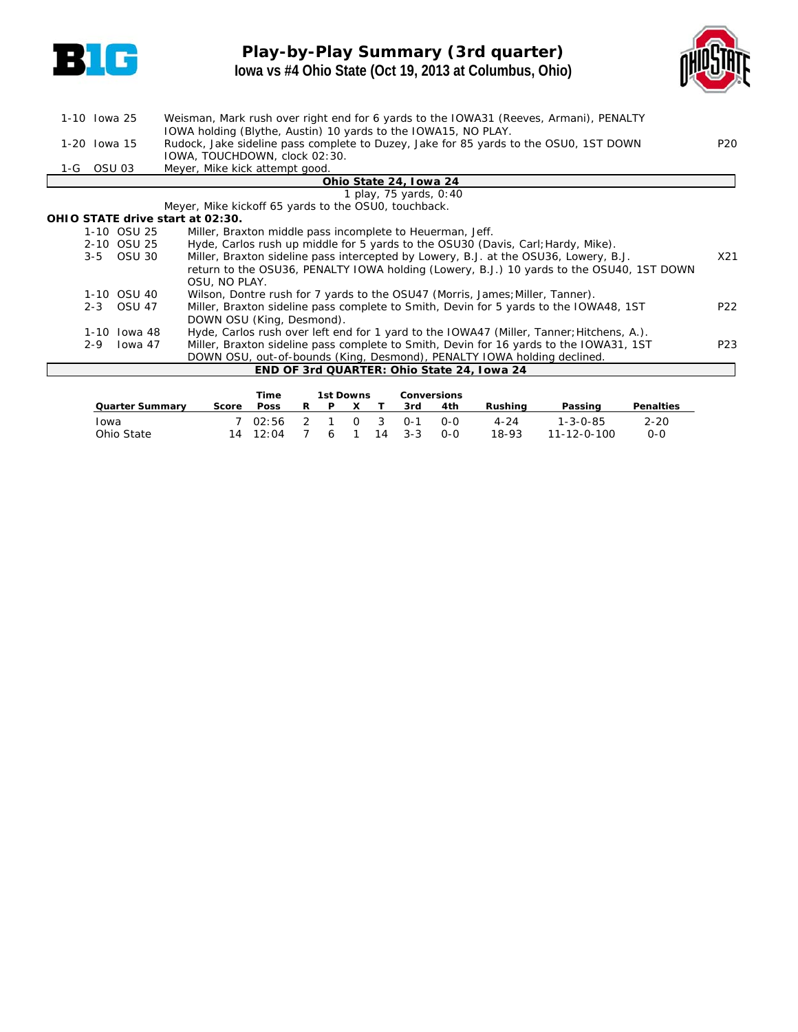# Play-by-Play Summary (3rd quarter)

## Iowa vs #4 Ohio State (Oct 19, 2013 at Columbus, Ohio)

| Down | Spot | Play | |
|---|---|---|---|
| 1-10 | Iowa 25 | Weisman, Mark rush over right end for 6 yards to the IOWA31 (Reeves, Armani), PENALTY IOWA holding (Blythe, Austin) 10 yards to the IOWA15, NO PLAY. | |
| 1-20 | Iowa 15 | Rudock, Jake sideline pass complete to Duzey, Jake for 85 yards to the OSU0, 1ST DOWN IOWA, TOUCHDOWN, clock 02:30. | P20 |
| 1-G | OSU 03 | Meyer, Mike kick attempt good. | |

**Ohio State 24, Iowa 24**

1 play, 75 yards, 0:40

Meyer, Mike kickoff 65 yards to the OSU0, touchback.

**OHIO STATE drive start at 02:30.**

| Down | Spot | Play | |
|---|---|---|---|
| 1-10 | OSU 25 | Miller, Braxton middle pass incomplete to Heuerman, Jeff. | |
| 2-10 | OSU 25 | Hyde, Carlos rush up middle for 5 yards to the OSU30 (Davis, Carl;Hardy, Mike). | |
| 3-5 | OSU 30 | Miller, Braxton sideline pass intercepted by Lowery, B.J. at the OSU36, Lowery, B.J. return to the OSU36, PENALTY IOWA holding (Lowery, B.J.) 10 yards to the OSU40, 1ST DOWN OSU, NO PLAY. | X21 |
| 1-10 | OSU 40 | Wilson, Dontre rush for 7 yards to the OSU47 (Morris, James;Miller, Tanner). | |
| 2-3 | OSU 47 | Miller, Braxton sideline pass complete to Smith, Devin for 5 yards to the IOWA48, 1ST DOWN OSU (King, Desmond). | P22 |
| 1-10 | Iowa 48 | Hyde, Carlos rush over left end for 1 yard to the IOWA47 (Miller, Tanner;Hitchens, A.). | |
| 2-9 | Iowa 47 | Miller, Braxton sideline pass complete to Smith, Devin for 16 yards to the IOWA31, 1ST DOWN OSU, out-of-bounds (King, Desmond), PENALTY IOWA holding declined. | P23 |

**END OF 3rd QUARTER: Ohio State 24, Iowa 24**

| Quarter Summary | Score | Time Poss | 1st Downs R | P | X | T | Conversions 3rd | 4th | Rushing | Passing | Penalties |
|---|---|---|---|---|---|---|---|---|---|---|---|
| Iowa | 7 | 02:56 | 2 | 1 | 0 | 3 | 0-1 | 0-0 | 4-24 | 1-3-0-85 | 2-20 |
| Ohio State | 14 | 12:04 | 7 | 6 | 1 | 14 | 3-3 | 0-0 | 18-93 | 11-12-0-100 | 0-0 |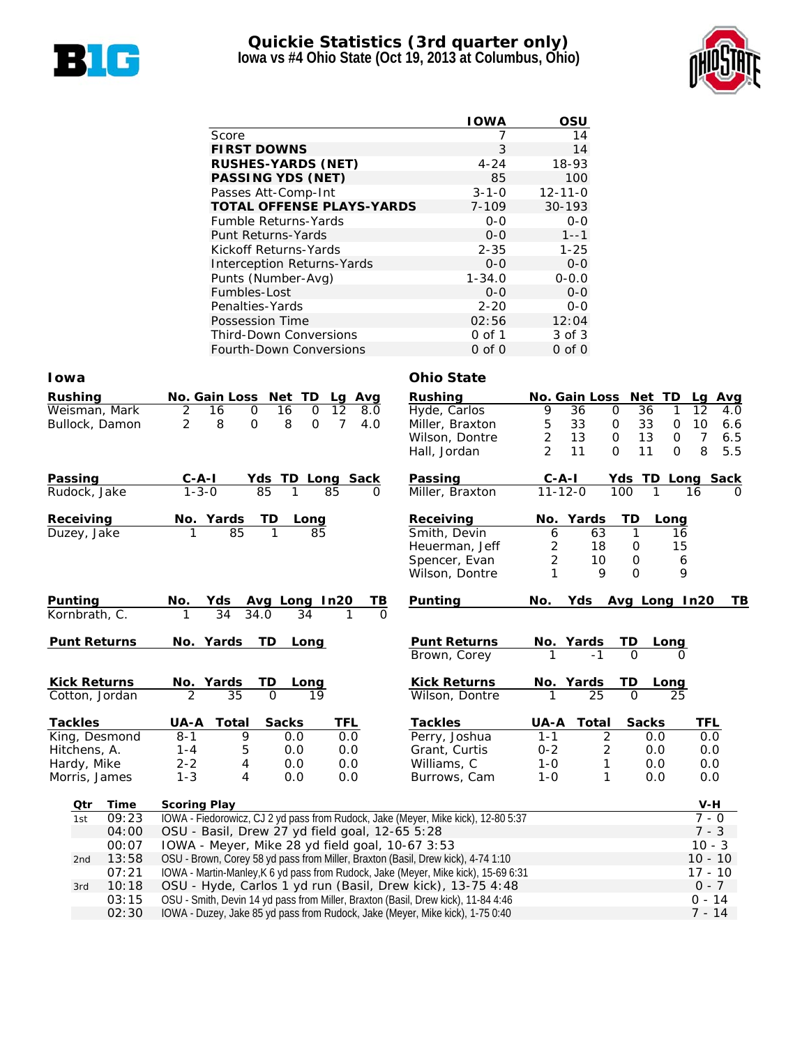# Quickie Statistics (3rd quarter only)
## Iowa vs #4 Ohio State (Oct 19, 2013 at Columbus, Ohio)

| | IOWA | OSU |
|---|---|---|
| Score | 7 | 14 |
| **FIRST DOWNS** | 3 | 14 |
| **RUSHES-YARDS (NET)** | 4-24 | 18-93 |
| **PASSING YDS (NET)** | 85 | 100 |
| Passes Att-Comp-Int | 3-1-0 | 12-11-0 |
| **TOTAL OFFENSE PLAYS-YARDS** | 7-109 | 30-193 |
| Fumble Returns-Yards | 0-0 | 0-0 |
| Punt Returns-Yards | 0-0 | 1--1 |
| Kickoff Returns-Yards | 2-35 | 1-25 |
| Interception Returns-Yards | 0-0 | 0-0 |
| Punts (Number-Avg) | 1-34.0 | 0-0.0 |
| Fumbles-Lost | 0-0 | 0-0 |
| Penalties-Yards | 2-20 | 0-0 |
| Possession Time | 02:56 | 12:04 |
| Third-Down Conversions | 0 of 1 | 3 of 3 |
| Fourth-Down Conversions | 0 of 0 | 0 of 0 |

### Iowa

| Rushing | No. | Gain | Loss | Net | TD | Lg | Avg |
|---|---|---|---|---|---|---|---|
| Weisman, Mark | 2 | 16 | 0 | 16 | 0 | 12 | 8.0 |
| Bullock, Damon | 2 | 8 | 0 | 8 | 0 | 7 | 4.0 |

| Passing | C-A-I | Yds | TD | Long | Sack |
|---|---|---|---|---|---|
| Rudock, Jake | 1-3-0 | 85 | 1 | 85 | 0 |

| Receiving | No. | Yards | TD | Long |
|---|---|---|---|---|
| Duzey, Jake | 1 | 85 | 1 | 85 |

| Punting | No. | Yds | Avg | Long | In20 | TB |
|---|---|---|---|---|---|---|
| Kornbrath, C. | 1 | 34 | 34.0 | 34 | 1 | 0 |

| Punt Returns | No. | Yards | TD | Long |
|---|---|---|---|---|

| Kick Returns | No. | Yards | TD | Long |
|---|---|---|---|---|
| Cotton, Jordan | 2 | 35 | 0 | 19 |

| Tackles | UA-A | Total | Sacks | TFL |
|---|---|---|---|---|
| King, Desmond | 8-1 | 9 | 0.0 | 0.0 |
| Hitchens, A. | 1-4 | 5 | 0.0 | 0.0 |
| Hardy, Mike | 2-2 | 4 | 0.0 | 0.0 |
| Morris, James | 1-3 | 4 | 0.0 | 0.0 |

### Ohio State

| Rushing | No. | Gain | Loss | Net | TD | Lg | Avg |
|---|---|---|---|---|---|---|---|
| Hyde, Carlos | 9 | 36 | 0 | 36 | 1 | 12 | 4.0 |
| Miller, Braxton | 5 | 33 | 0 | 33 | 0 | 10 | 6.6 |
| Wilson, Dontre | 2 | 13 | 0 | 13 | 0 | 7 | 6.5 |
| Hall, Jordan | 2 | 11 | 0 | 11 | 0 | 8 | 5.5 |

| Passing | C-A-I | Yds | TD | Long | Sack |
|---|---|---|---|---|---|
| Miller, Braxton | 11-12-0 | 100 | 1 | 16 | 0 |

| Receiving | No. | Yards | TD | Long |
|---|---|---|---|---|
| Smith, Devin | 6 | 63 | 1 | 16 |
| Heuerman, Jeff | 2 | 18 | 0 | 15 |
| Spencer, Evan | 2 | 10 | 0 | 6 |
| Wilson, Dontre | 1 | 9 | 0 | 9 |

| Punting | No. | Yds | Avg | Long | In20 | TB |
|---|---|---|---|---|---|---|

| Punt Returns | No. | Yards | TD | Long |
|---|---|---|---|---|
| Brown, Corey | 1 | -1 | 0 | 0 |

| Kick Returns | No. | Yards | TD | Long |
|---|---|---|---|---|
| Wilson, Dontre | 1 | 25 | 0 | 25 |

| Tackles | UA-A | Total | Sacks | TFL |
|---|---|---|---|---|
| Perry, Joshua | 1-1 | 2 | 0.0 | 0.0 |
| Grant, Curtis | 0-2 | 2 | 0.0 | 0.0 |
| Williams, C | 1-0 | 1 | 0.0 | 0.0 |
| Burrows, Cam | 1-0 | 1 | 0.0 | 0.0 |

### Scoring Summary

| Qtr | Time | Scoring Play | V-H |
|---|---|---|---|
| 1st | 09:23 | IOWA - Fiedorowicz, CJ 2 yd pass from Rudock, Jake (Meyer, Mike kick), 12-80 5:37 | 7 - 0 |
| | 04:00 | OSU - Basil, Drew 27 yd field goal, 12-65 5:28 | 7 - 3 |
| | 00:07 | IOWA - Meyer, Mike 28 yd field goal, 10-67 3:53 | 10 - 3 |
| 2nd | 13:58 | OSU - Brown, Corey 58 yd pass from Miller, Braxton (Basil, Drew kick), 4-74 1:10 | 10 - 10 |
| | 07:21 | IOWA - Martin-Manley,K 6 yd pass from Rudock, Jake (Meyer, Mike kick), 15-69 6:31 | 17 - 10 |
| 3rd | 10:18 | OSU - Hyde, Carlos 1 yd run (Basil, Drew kick), 13-75 4:48 | 0 - 7 |
| | 03:15 | OSU - Smith, Devin 14 yd pass from Miller, Braxton (Basil, Drew kick), 11-84 4:46 | 0 - 14 |
| | 02:30 | IOWA - Duzey, Jake 85 yd pass from Rudock, Jake (Meyer, Mike kick), 1-75 0:40 | 7 - 14 |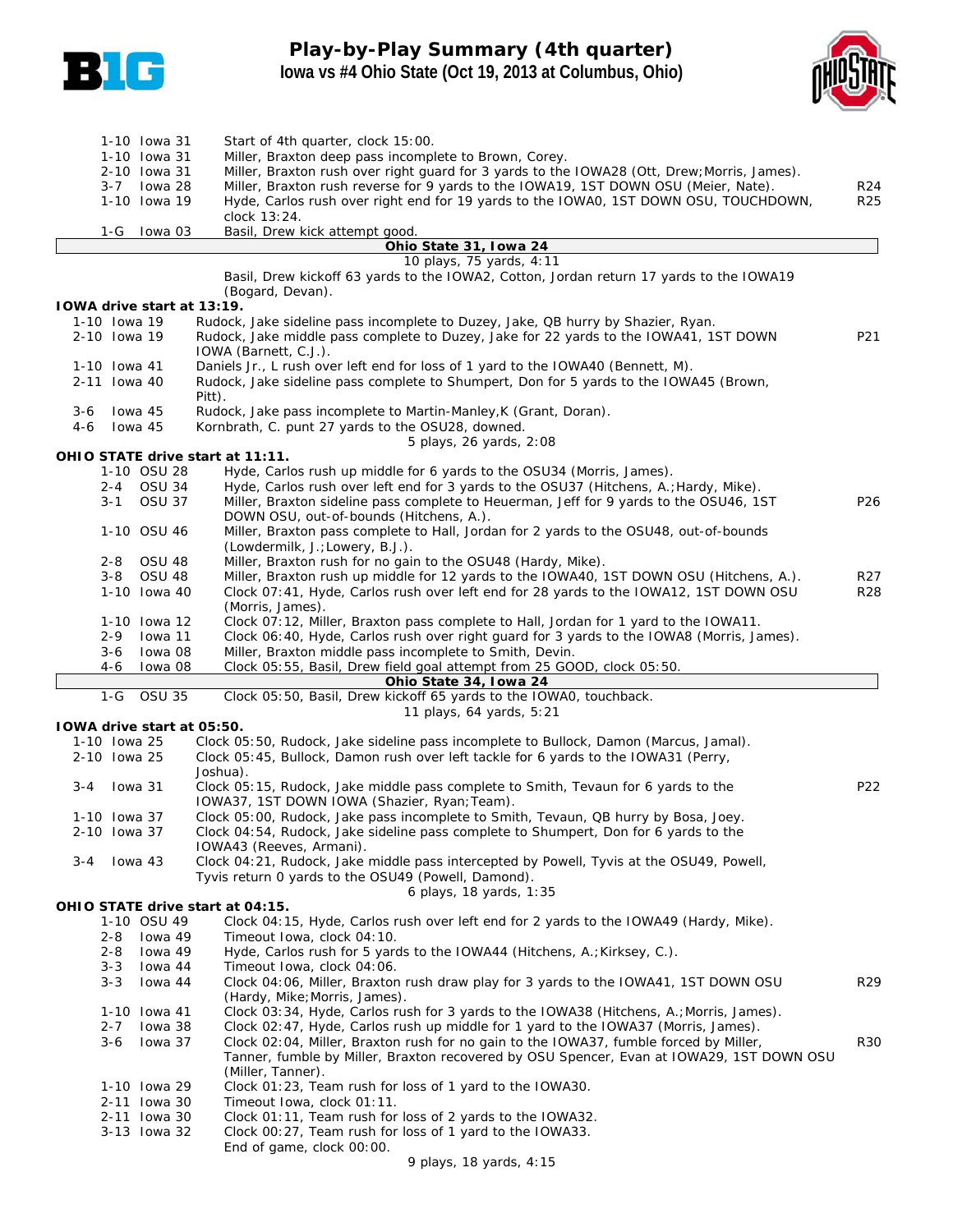# Play-by-Play Summary (4th quarter)

**Iowa vs #4 Ohio State (Oct 19, 2013 at Columbus, Ohio)**

| Down | Spot | Play | |
|---|---|---|---|
| 1-10 | Iowa 31 | Start of 4th quarter, clock 15:00. | |
| 1-10 | Iowa 31 | Miller, Braxton deep pass incomplete to Brown, Corey. | |
| 2-10 | Iowa 31 | Miller, Braxton rush over right guard for 3 yards to the IOWA28 (Ott, Drew;Morris, James). | |
| 3-7 | Iowa 28 | Miller, Braxton rush reverse for 9 yards to the IOWA19, 1ST DOWN OSU (Meier, Nate). | R24 |
| 1-10 | Iowa 19 | Hyde, Carlos rush over right end for 19 yards to the IOWA0, 1ST DOWN OSU, TOUCHDOWN, clock 13:24. | R25 |
| 1-G | Iowa 03 | Basil, Drew kick attempt good. | |

**Ohio State 31, Iowa 24**

10 plays, 75 yards, 4:11

Basil, Drew kickoff 63 yards to the IOWA2, Cotton, Jordan return 17 yards to the IOWA19 (Bogard, Devan).

**IOWA drive start at 13:19.**

| Down | Spot | Play | |
|---|---|---|---|
| 1-10 | Iowa 19 | Rudock, Jake sideline pass incomplete to Duzey, Jake, QB hurry by Shazier, Ryan. | |
| 2-10 | Iowa 19 | Rudock, Jake middle pass complete to Duzey, Jake for 22 yards to the IOWA41, 1ST DOWN IOWA (Barnett, C.J.). | P21 |
| 1-10 | Iowa 41 | Daniels Jr., L rush over left end for loss of 1 yard to the IOWA40 (Bennett, M). | |
| 2-11 | Iowa 40 | Rudock, Jake sideline pass complete to Shumpert, Don for 5 yards to the IOWA45 (Brown, Pitt). | |
| 3-6 | Iowa 45 | Rudock, Jake pass incomplete to Martin-Manley,K (Grant, Doran). | |
| 4-6 | Iowa 45 | Kornbrath, C. punt 27 yards to the OSU28, downed. | |

5 plays, 26 yards, 2:08

**OHIO STATE drive start at 11:11.**

| Down | Spot | Play | |
|---|---|---|---|
| 1-10 | OSU 28 | Hyde, Carlos rush up middle for 6 yards to the OSU34 (Morris, James). | |
| 2-4 | OSU 34 | Hyde, Carlos rush over left end for 3 yards to the OSU37 (Hitchens, A.;Hardy, Mike). | |
| 3-1 | OSU 37 | Miller, Braxton sideline pass complete to Heuerman, Jeff for 9 yards to the OSU46, 1ST DOWN OSU, out-of-bounds (Hitchens, A.). | P26 |
| 1-10 | OSU 46 | Miller, Braxton pass complete to Hall, Jordan for 2 yards to the OSU48, out-of-bounds (Lowdermilk, J.;Lowery, B.J.). | |
| 2-8 | OSU 48 | Miller, Braxton rush for no gain to the OSU48 (Hardy, Mike). | |
| 3-8 | OSU 48 | Miller, Braxton rush up middle for 12 yards to the IOWA40, 1ST DOWN OSU (Hitchens, A.). | R27 |
| 1-10 | Iowa 40 | Clock 07:41, Hyde, Carlos rush over left end for 28 yards to the IOWA12, 1ST DOWN OSU (Morris, James). | R28 |
| 1-10 | Iowa 12 | Clock 07:12, Miller, Braxton pass complete to Hall, Jordan for 1 yard to the IOWA11. | |
| 2-9 | Iowa 11 | Clock 06:40, Hyde, Carlos rush over right guard for 3 yards to the IOWA8 (Morris, James). | |
| 3-6 | Iowa 08 | Miller, Braxton middle pass incomplete to Smith, Devin. | |
| 4-6 | Iowa 08 | Clock 05:55, Basil, Drew field goal attempt from 25 GOOD, clock 05:50. | |

**Ohio State 34, Iowa 24**

| Down | Spot | Play | |
|---|---|---|---|
| 1-G | OSU 35 | Clock 05:50, Basil, Drew kickoff 65 yards to the IOWA0, touchback. | |

11 plays, 64 yards, 5:21

**IOWA drive start at 05:50.**

| Down | Spot | Play | |
|---|---|---|---|
| 1-10 | Iowa 25 | Clock 05:50, Rudock, Jake sideline pass incomplete to Bullock, Damon (Marcus, Jamal). | |
| 2-10 | Iowa 25 | Clock 05:45, Bullock, Damon rush over left tackle for 6 yards to the IOWA31 (Perry, Joshua). | |
| 3-4 | Iowa 31 | Clock 05:15, Rudock, Jake middle pass complete to Smith, Tevaun for 6 yards to the IOWA37, 1ST DOWN IOWA (Shazier, Ryan;Team). | P22 |
| 1-10 | Iowa 37 | Clock 05:00, Rudock, Jake pass incomplete to Smith, Tevaun, QB hurry by Bosa, Joey. | |
| 2-10 | Iowa 37 | Clock 04:54, Rudock, Jake sideline pass complete to Shumpert, Don for 6 yards to the IOWA43 (Reeves, Armani). | |
| 3-4 | Iowa 43 | Clock 04:21, Rudock, Jake middle pass intercepted by Powell, Tyvis at the OSU49, Powell, Tyvis return 0 yards to the OSU49 (Powell, Damond). | |

6 plays, 18 yards, 1:35

**OHIO STATE drive start at 04:15.**

| Down | Spot | Play | |
|---|---|---|---|
| 1-10 | OSU 49 | Clock 04:15, Hyde, Carlos rush over left end for 2 yards to the IOWA49 (Hardy, Mike). | |
| 2-8 | Iowa 49 | Timeout Iowa, clock 04:10. | |
| 2-8 | Iowa 49 | Hyde, Carlos rush for 5 yards to the IOWA44 (Hitchens, A.;Kirksey, C.). | |
| 3-3 | Iowa 44 | Timeout Iowa, clock 04:06. | |
| 3-3 | Iowa 44 | Clock 04:06, Miller, Braxton rush draw play for 3 yards to the IOWA41, 1ST DOWN OSU (Hardy, Mike;Morris, James). | R29 |
| 1-10 | Iowa 41 | Clock 03:34, Hyde, Carlos rush for 3 yards to the IOWA38 (Hitchens, A.;Morris, James). | |
| 2-7 | Iowa 38 | Clock 02:47, Hyde, Carlos rush up middle for 1 yard to the IOWA37 (Morris, James). | |
| 3-6 | Iowa 37 | Clock 02:04, Miller, Braxton rush for no gain to the IOWA37, fumble forced by Miller, Tanner, fumble by Miller, Braxton recovered by OSU Spencer, Evan at IOWA29, 1ST DOWN OSU (Miller, Tanner). | R30 |
| 1-10 | Iowa 29 | Clock 01:23, Team rush for loss of 1 yard to the IOWA30. | |
| 2-11 | Iowa 30 | Timeout Iowa, clock 01:11. | |
| 2-11 | Iowa 30 | Clock 01:11, Team rush for loss of 2 yards to the IOWA32. | |
| 3-13 | Iowa 32 | Clock 00:27, Team rush for loss of 1 yard to the IOWA33. | |
| | | End of game, clock 00:00. | |

9 plays, 18 yards, 4:15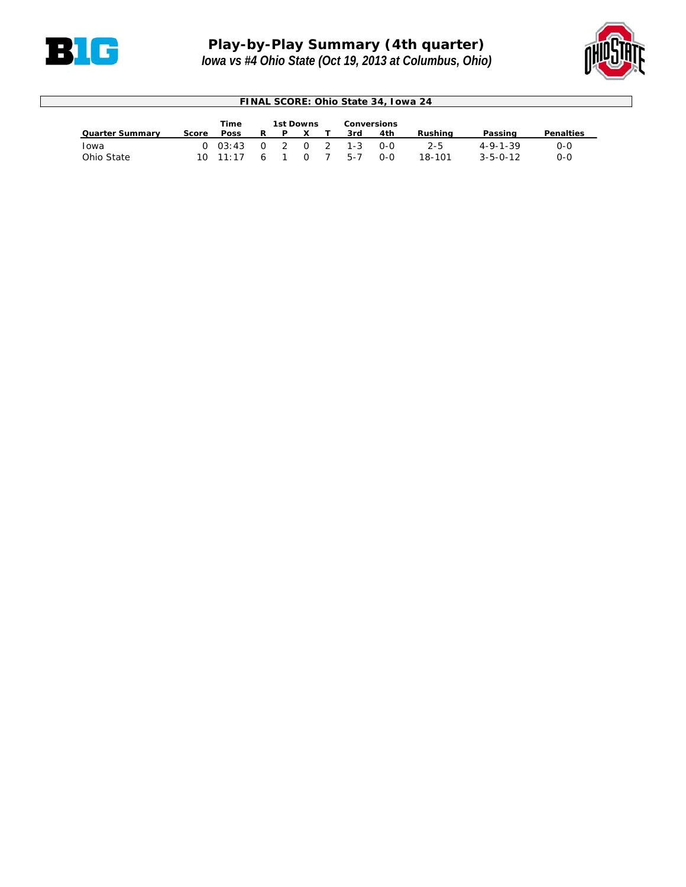# Play-by-Play Summary (4th quarter)

*Iowa vs #4 Ohio State (Oct 19, 2013 at Columbus, Ohio)*

**FINAL SCORE: Ohio State 34, Iowa 24**

| Quarter Summary | Score | Time Poss | 1st Downs R | P | X | T | Conversions 3rd | 4th | Rushing | Passing | Penalties |
|---|---|---|---|---|---|---|---|---|---|---|---|
| Iowa | 0 | 03:43 | 0 | 2 | 0 | 2 | 1-3 | 0-0 | 2-5 | 4-9-1-39 | 0-0 |
| Ohio State | 10 | 11:17 | 6 | 1 | 0 | 7 | 5-7 | 0-0 | 18-101 | 3-5-0-12 | 0-0 |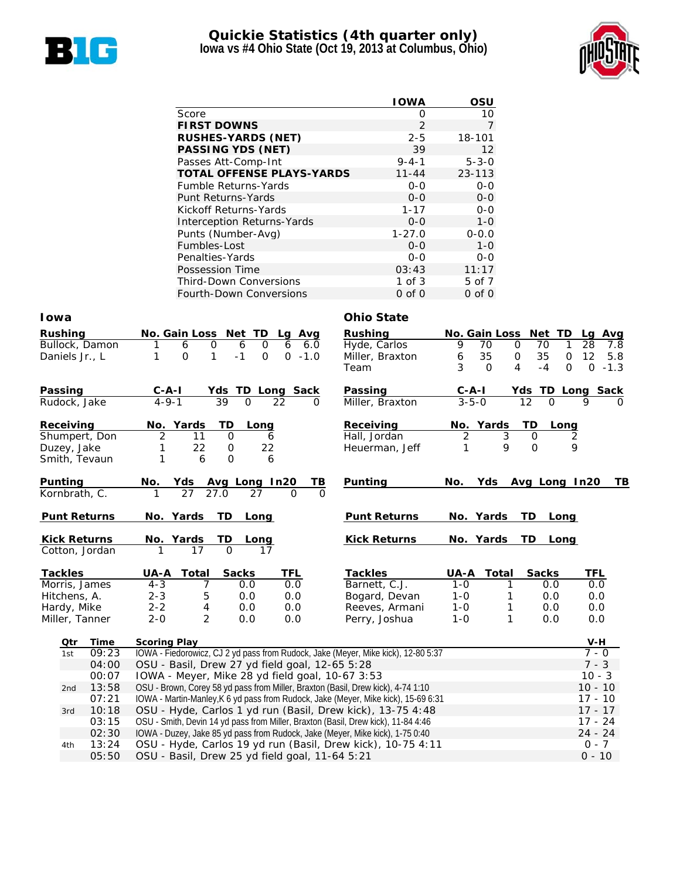# Quickie Statistics (4th quarter only)

## Iowa vs #4 Ohio State (Oct 19, 2013 at Columbus, Ohio)

| | IOWA | OSU |
|---|---|---|
| Score | 0 | 10 |
| **FIRST DOWNS** | 2 | 7 |
| **RUSHES-YARDS (NET)** | 2-5 | 18-101 |
| **PASSING YDS (NET)** | 39 | 12 |
| Passes Att-Comp-Int | 9-4-1 | 5-3-0 |
| **TOTAL OFFENSE PLAYS-YARDS** | 11-44 | 23-113 |
| Fumble Returns-Yards | 0-0 | 0-0 |
| Punt Returns-Yards | 0-0 | 0-0 |
| Kickoff Returns-Yards | 1-17 | 0-0 |
| Interception Returns-Yards | 0-0 | 1-0 |
| Punts (Number-Avg) | 1-27.0 | 0-0.0 |
| Fumbles-Lost | 0-0 | 1-0 |
| Penalties-Yards | 0-0 | 0-0 |
| Possession Time | 03:43 | 11:17 |
| Third-Down Conversions | 1 of 3 | 5 of 7 |
| Fourth-Down Conversions | 0 of 0 | 0 of 0 |

### Iowa

| Rushing | No. | Gain | Loss | Net | TD | Lg | Avg |
|---|---|---|---|---|---|---|---|
| Bullock, Damon | 1 | 6 | 0 | 6 | 0 | 6 | 6.0 |
| Daniels Jr., L | 1 | 0 | 1 | -1 | 0 | 0 | -1.0 |

| Passing | C-A-I | Yds | TD | Long | Sack |
|---|---|---|---|---|---|
| Rudock, Jake | 4-9-1 | 39 | 0 | 22 | 0 |

| Receiving | No. | Yards | TD | Long |
|---|---|---|---|---|
| Shumpert, Don | 2 | 11 | 0 | 6 |
| Duzey, Jake | 1 | 22 | 0 | 22 |
| Smith, Tevaun | 1 | 6 | 0 | 6 |

| Punting | No. | Yds | Avg | Long | In20 | TB |
|---|---|---|---|---|---|---|
| Kornbrath, C. | 1 | 27 | 27.0 | 27 | 0 | 0 |

| Punt Returns | No. | Yards | TD | Long |
|---|---|---|---|---|

| Kick Returns | No. | Yards | TD | Long |
|---|---|---|---|---|
| Cotton, Jordan | 1 | 17 | 0 | 17 |

| Tackles | UA-A | Total | Sacks | TFL |
|---|---|---|---|---|
| Morris, James | 4-3 | 7 | 0.0 | 0.0 |
| Hitchens, A. | 2-3 | 5 | 0.0 | 0.0 |
| Hardy, Mike | 2-2 | 4 | 0.0 | 0.0 |
| Miller, Tanner | 2-0 | 2 | 0.0 | 0.0 |

### Ohio State

| Rushing | No. | Gain | Loss | Net | TD | Lg | Avg |
|---|---|---|---|---|---|---|---|
| Hyde, Carlos | 9 | 70 | 0 | 70 | 1 | 28 | 7.8 |
| Miller, Braxton | 6 | 35 | 0 | 35 | 0 | 12 | 5.8 |
| Team | 3 | 0 | 4 | -4 | 0 | 0 | -1.3 |

| Passing | C-A-I | Yds | TD | Long | Sack |
|---|---|---|---|---|---|
| Miller, Braxton | 3-5-0 | 12 | 0 | 9 | 0 |

| Receiving | No. | Yards | TD | Long |
|---|---|---|---|---|
| Hall, Jordan | 2 | 3 | 0 | 2 |
| Heuerman, Jeff | 1 | 9 | 0 | 9 |

| Punting | No. | Yds | Avg | Long | In20 | TB |
|---|---|---|---|---|---|---|

| Punt Returns | No. | Yards | TD | Long |
|---|---|---|---|---|

| Kick Returns | No. | Yards | TD | Long |
|---|---|---|---|---|

| Tackles | UA-A | Total | Sacks | TFL |
|---|---|---|---|---|
| Barnett, C.J. | 1-0 | 1 | 0.0 | 0.0 |
| Bogard, Devan | 1-0 | 1 | 0.0 | 0.0 |
| Reeves, Armani | 1-0 | 1 | 0.0 | 0.0 |
| Perry, Joshua | 1-0 | 1 | 0.0 | 0.0 |

| Qtr | Time | Scoring Play | V-H |
|---|---|---|---|
| 1st | 09:23 | IOWA - Fiedorowicz, CJ 2 yd pass from Rudock, Jake (Meyer, Mike kick), 12-80 5:37 | 7 - 0 |
| | 04:00 | OSU - Basil, Drew 27 yd field goal, 12-65 5:28 | 7 - 3 |
| | 00:07 | IOWA - Meyer, Mike 28 yd field goal, 10-67 3:53 | 10 - 3 |
| 2nd | 13:58 | OSU - Brown, Corey 58 yd pass from Miller, Braxton (Basil, Drew kick), 4-74 1:10 | 10 - 10 |
| | 07:21 | IOWA - Martin-Manley,K 6 yd pass from Rudock, Jake (Meyer, Mike kick), 15-69 6:31 | 17 - 10 |
| 3rd | 10:18 | OSU - Hyde, Carlos 1 yd run (Basil, Drew kick), 13-75 4:48 | 17 - 17 |
| | 03:15 | OSU - Smith, Devin 14 yd pass from Miller, Braxton (Basil, Drew kick), 11-84 4:46 | 17 - 24 |
| | 02:30 | IOWA - Duzey, Jake 85 yd pass from Rudock, Jake (Meyer, Mike kick), 1-75 0:40 | 24 - 24 |
| 4th | 13:24 | OSU - Hyde, Carlos 19 yd run (Basil, Drew kick), 10-75 4:11 | 0 - 7 |
| | 05:50 | OSU - Basil, Drew 25 yd field goal, 11-64 5:21 | 0 - 10 |